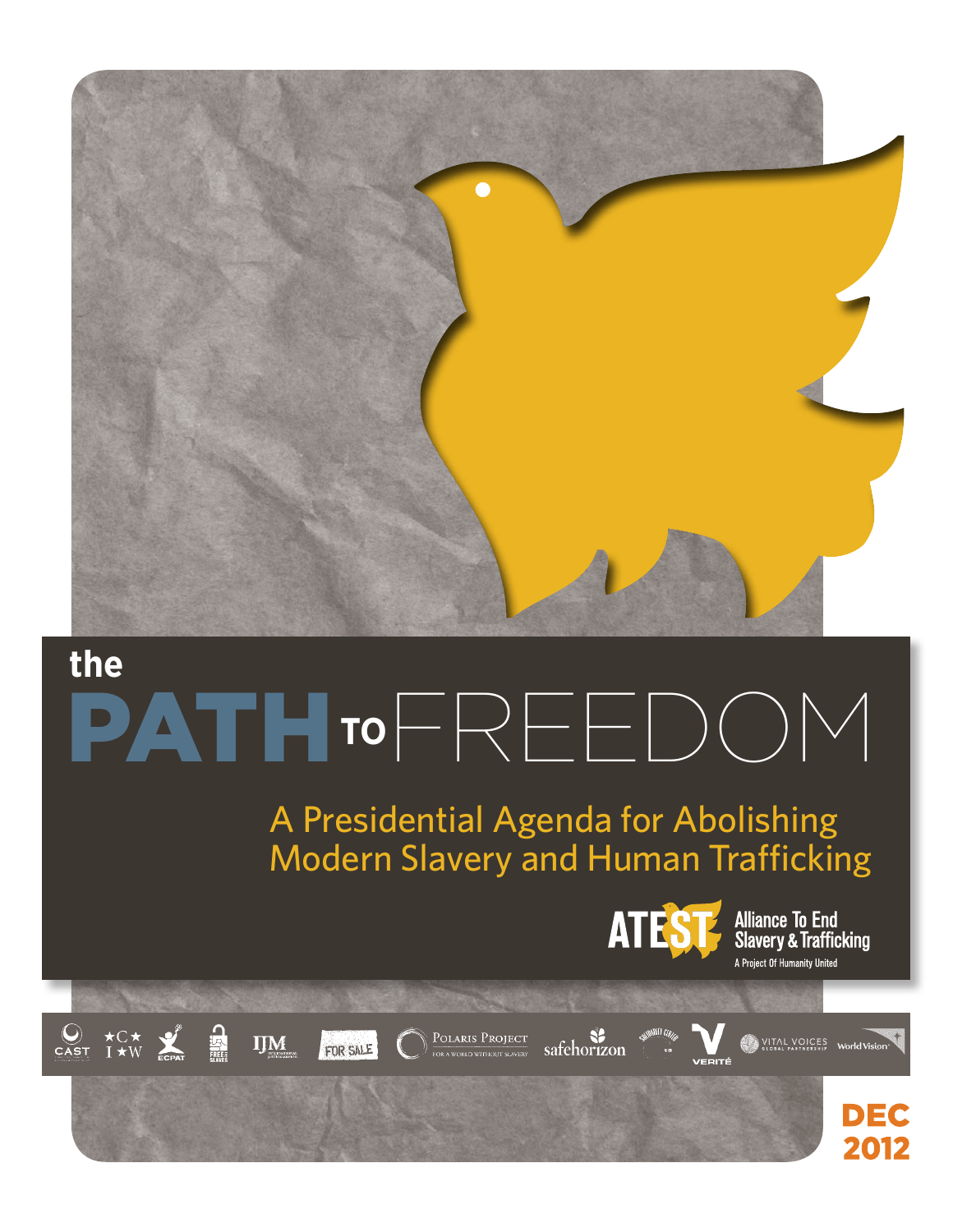# the PATH TO FREEDOM

## A Presidential Agenda for Abolishing Modern Slavery and Human Trafficking

ATEST Alliance To End Slavery & Trafficking

A Project Of Humanity United

CAST · CIW · ECPAT · Free the Slaves · IJM · For Sale · Polaris Project · Safe Horizon · Solidarity Center · Verité · Vital Voices · World Vision

DEC 2012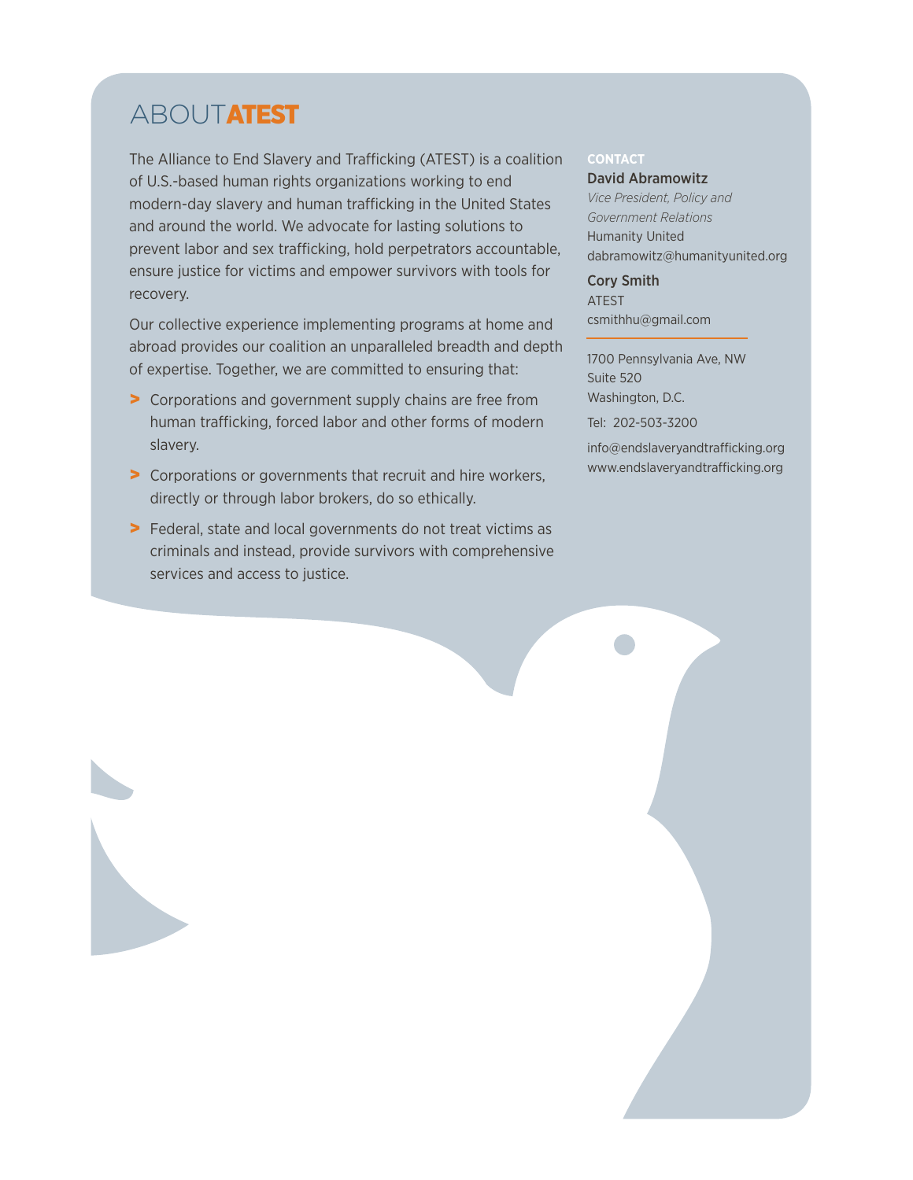# ABOUT ATEST

The Alliance to End Slavery and Trafficking (ATEST) is a coalition of U.S.-based human rights organizations working to end modern-day slavery and human trafficking in the United States and around the world. We advocate for lasting solutions to prevent labor and sex trafficking, hold perpetrators accountable, ensure justice for victims and empower survivors with tools for recovery.

Our collective experience implementing programs at home and abroad provides our coalition an unparalleled breadth and depth of expertise. Together, we are committed to ensuring that:

- Corporations and government supply chains are free from human trafficking, forced labor and other forms of modern slavery.
- Corporations or governments that recruit and hire workers, directly or through labor brokers, do so ethically.
- Federal, state and local governments do not treat victims as criminals and instead, provide survivors with comprehensive services and access to justice.

**CONTACT**

**David Abramowitz**
*Vice President, Policy and Government Relations*
Humanity United
dabramowitz@humanityunited.org

**Cory Smith**
ATEST
csmithhu@gmail.com

1700 Pennsylvania Ave, NW
Suite 520
Washington, D.C.

Tel: 202-503-3200

info@endslaveryandtrafficking.org
www.endslaveryandtrafficking.org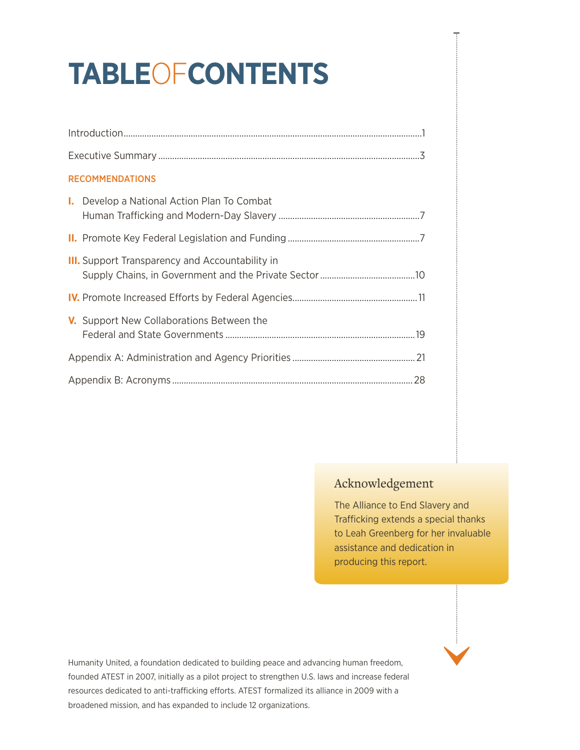# TABLE OF CONTENTS

Introduction....................1

Executive Summary....................3

**RECOMMENDATIONS**

**I.** Develop a National Action Plan To Combat Human Trafficking and Modern-Day Slavery....................7

**II.** Promote Key Federal Legislation and Funding....................7

**III.** Support Transparency and Accountability in Supply Chains, in Government and the Private Sector....................10

**IV.** Promote Increased Efforts by Federal Agencies....................11

**V.** Support New Collaborations Between the Federal and State Governments....................19

Appendix A: Administration and Agency Priorities....................21

Appendix B: Acronyms....................28

## Acknowledgement

The Alliance to End Slavery and Trafficking extends a special thanks to Leah Greenberg for her invaluable assistance and dedication in producing this report.

Humanity United, a foundation dedicated to building peace and advancing human freedom, founded ATEST in 2007, initially as a pilot project to strengthen U.S. laws and increase federal resources dedicated to anti-trafficking efforts. ATEST formalized its alliance in 2009 with a broadened mission, and has expanded to include 12 organizations.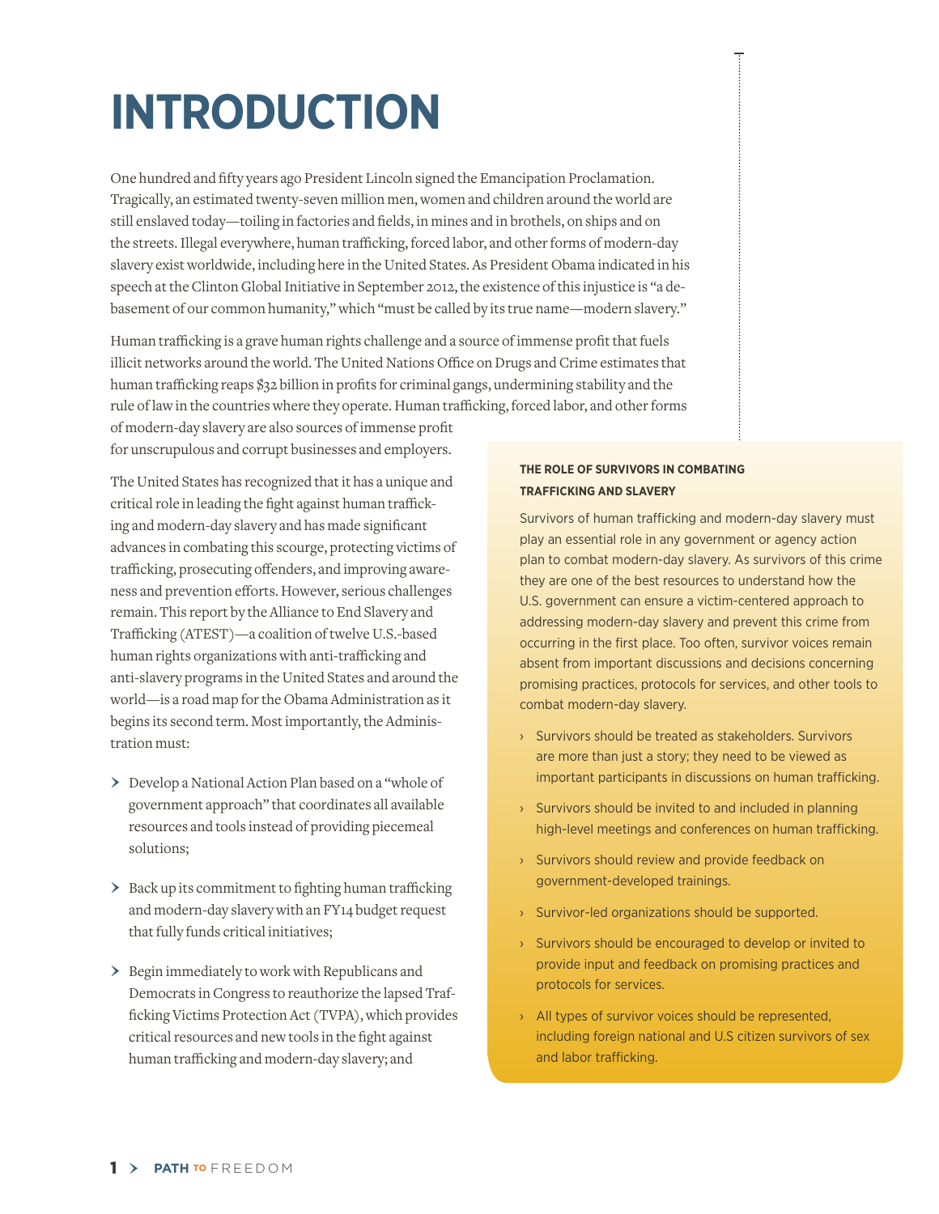# INTRODUCTION

One hundred and fifty years ago President Lincoln signed the Emancipation Proclamation. Tragically, an estimated twenty-seven million men, women and children around the world are still enslaved today—toiling in factories and fields, in mines and in brothels, on ships and on the streets. Illegal everywhere, human trafficking, forced labor, and other forms of modern-day slavery exist worldwide, including here in the United States. As President Obama indicated in his speech at the Clinton Global Initiative in September 2012, the existence of this injustice is "a debasement of our common humanity," which "must be called by its true name—modern slavery."

Human trafficking is a grave human rights challenge and a source of immense profit that fuels illicit networks around the world. The United Nations Office on Drugs and Crime estimates that human trafficking reaps $32 billion in profits for criminal gangs, undermining stability and the rule of law in the countries where they operate. Human trafficking, forced labor, and other forms of modern-day slavery are also sources of immense profit for unscrupulous and corrupt businesses and employers.

The United States has recognized that it has a unique and critical role in leading the fight against human trafficking and modern-day slavery and has made significant advances in combating this scourge, protecting victims of trafficking, prosecuting offenders, and improving awareness and prevention efforts. However, serious challenges remain. This report by the Alliance to End Slavery and Trafficking (ATEST)—a coalition of twelve U.S.-based human rights organizations with anti-trafficking and anti-slavery programs in the United States and around the world—is a road map for the Obama Administration as it begins its second term. Most importantly, the Administration must:

- Develop a National Action Plan based on a "whole of government approach" that coordinates all available resources and tools instead of providing piecemeal solutions;
- Back up its commitment to fighting human trafficking and modern-day slavery with an FY14 budget request that fully funds critical initiatives;
- Begin immediately to work with Republicans and Democrats in Congress to reauthorize the lapsed Trafficking Victims Protection Act (TVPA), which provides critical resources and new tools in the fight against human trafficking and modern-day slavery; and

### THE ROLE OF SURVIVORS IN COMBATING TRAFFICKING AND SLAVERY

Survivors of human trafficking and modern-day slavery must play an essential role in any government or agency action plan to combat modern-day slavery. As survivors of this crime they are one of the best resources to understand how the U.S. government can ensure a victim-centered approach to addressing modern-day slavery and prevent this crime from occurring in the first place. Too often, survivor voices remain absent from important discussions and decisions concerning promising practices, protocols for services, and other tools to combat modern-day slavery.

- Survivors should be treated as stakeholders. Survivors are more than just a story; they need to be viewed as important participants in discussions on human trafficking.
- Survivors should be invited to and included in planning high-level meetings and conferences on human trafficking.
- Survivors should review and provide feedback on government-developed trainings.
- Survivor-led organizations should be supported.
- Survivors should be encouraged to develop or invited to provide input and feedback on promising practices and protocols for services.
- All types of survivor voices should be represented, including foreign national and U.S citizen survivors of sex and labor trafficking.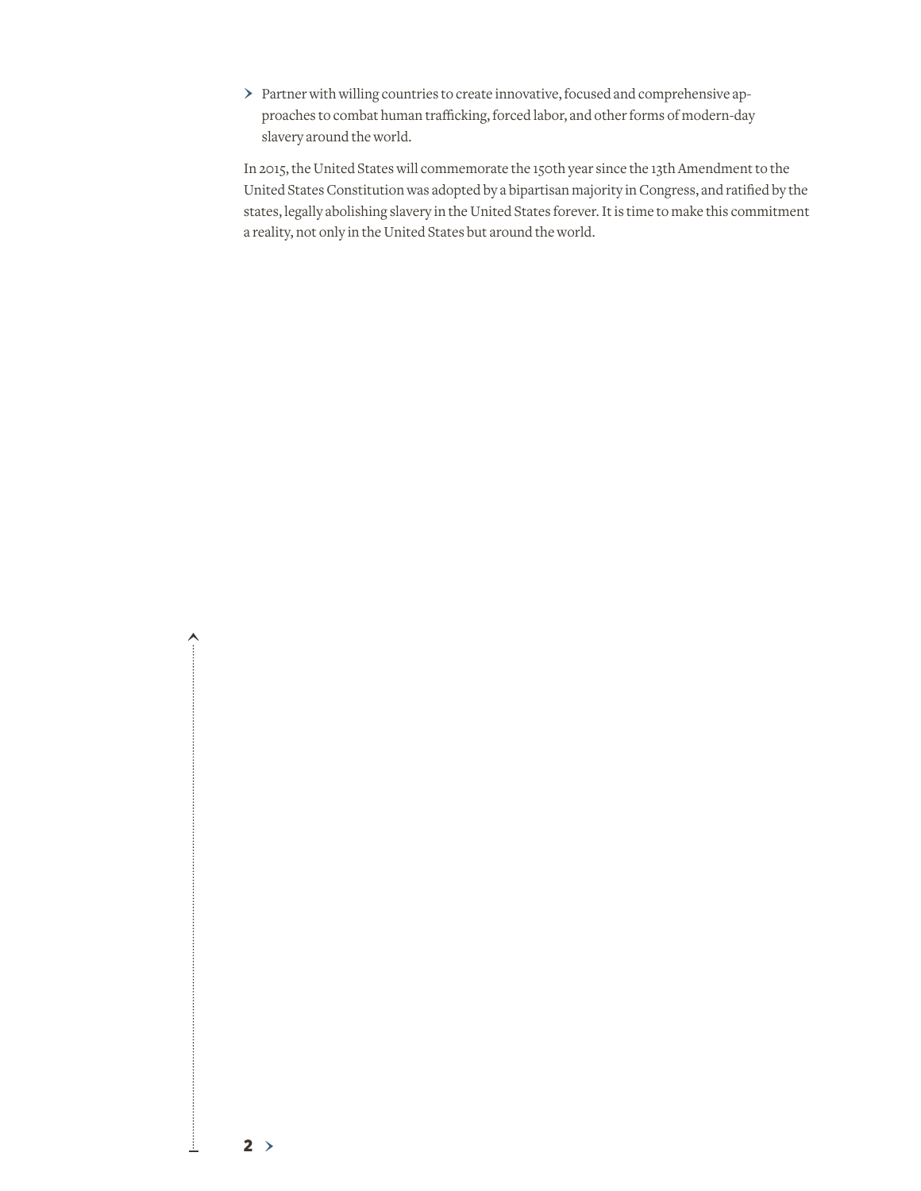- Partner with willing countries to create innovative, focused and comprehensive approaches to combat human trafficking, forced labor, and other forms of modern-day slavery around the world.

In 2015, the United States will commemorate the 150th year since the 13th Amendment to the United States Constitution was adopted by a bipartisan majority in Congress, and ratified by the states, legally abolishing slavery in the United States forever. It is time to make this commitment a reality, not only in the United States but around the world.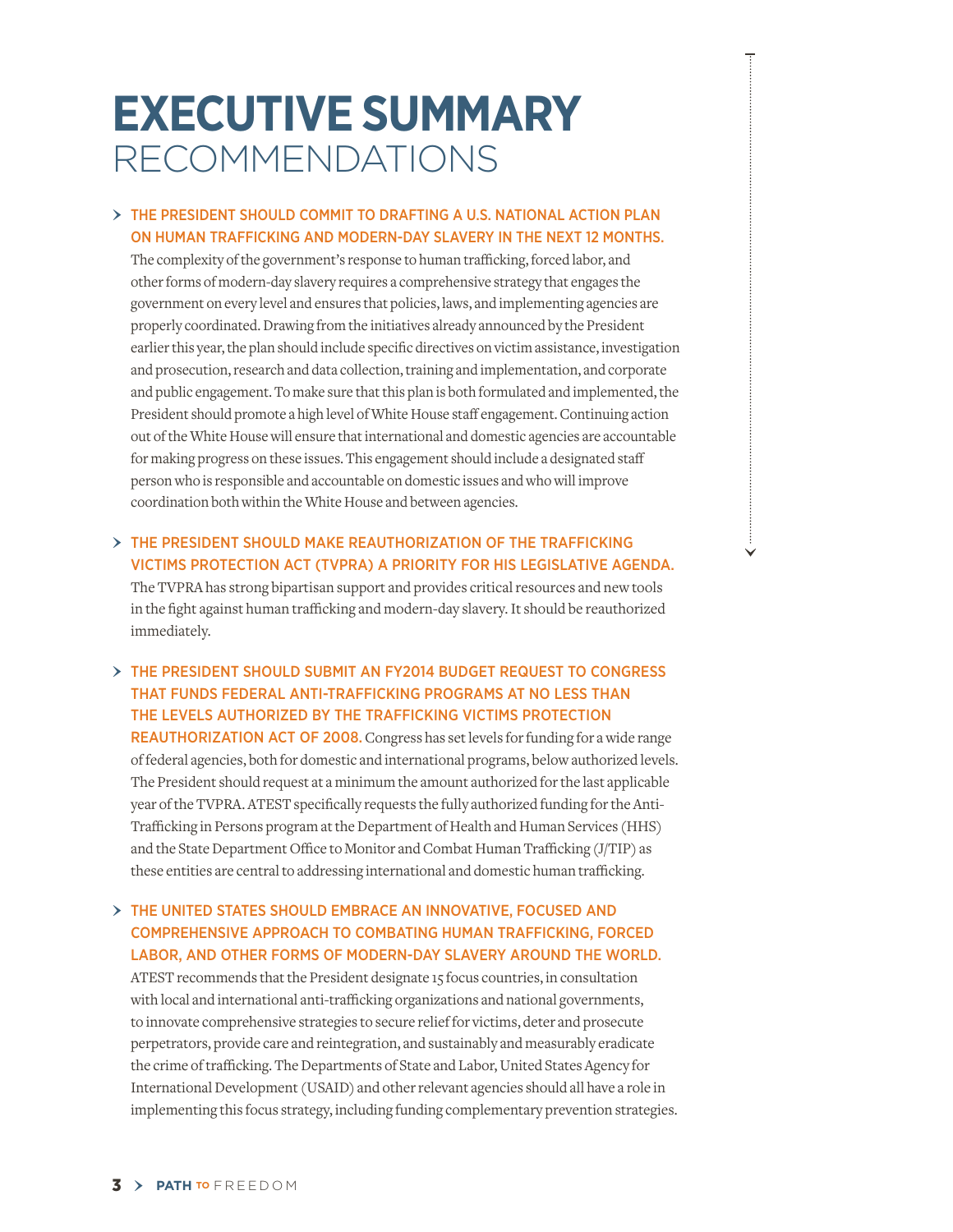# EXECUTIVE SUMMARY

## RECOMMENDATIONS

- **THE PRESIDENT SHOULD COMMIT TO DRAFTING A U.S. NATIONAL ACTION PLAN ON HUMAN TRAFFICKING AND MODERN-DAY SLAVERY IN THE NEXT 12 MONTHS.** The complexity of the government's response to human trafficking, forced labor, and other forms of modern-day slavery requires a comprehensive strategy that engages the government on every level and ensures that policies, laws, and implementing agencies are properly coordinated. Drawing from the initiatives already announced by the President earlier this year, the plan should include specific directives on victim assistance, investigation and prosecution, research and data collection, training and implementation, and corporate and public engagement. To make sure that this plan is both formulated and implemented, the President should promote a high level of White House staff engagement. Continuing action out of the White House will ensure that international and domestic agencies are accountable for making progress on these issues. This engagement should include a designated staff person who is responsible and accountable on domestic issues and who will improve coordination both within the White House and between agencies.

- **THE PRESIDENT SHOULD MAKE REAUTHORIZATION OF THE TRAFFICKING VICTIMS PROTECTION ACT (TVPRA) A PRIORITY FOR HIS LEGISLATIVE AGENDA.** The TVPRA has strong bipartisan support and provides critical resources and new tools in the fight against human trafficking and modern-day slavery. It should be reauthorized immediately.

- **THE PRESIDENT SHOULD SUBMIT AN FY2014 BUDGET REQUEST TO CONGRESS THAT FUNDS FEDERAL ANTI-TRAFFICKING PROGRAMS AT NO LESS THAN THE LEVELS AUTHORIZED BY THE TRAFFICKING VICTIMS PROTECTION REAUTHORIZATION ACT OF 2008.** Congress has set levels for funding for a wide range of federal agencies, both for domestic and international programs, below authorized levels. The President should request at a minimum the amount authorized for the last applicable year of the TVPRA. ATEST specifically requests the fully authorized funding for the Anti-Trafficking in Persons program at the Department of Health and Human Services (HHS) and the State Department Office to Monitor and Combat Human Trafficking (J/TIP) as these entities are central to addressing international and domestic human trafficking.

- **THE UNITED STATES SHOULD EMBRACE AN INNOVATIVE, FOCUSED AND COMPREHENSIVE APPROACH TO COMBATING HUMAN TRAFFICKING, FORCED LABOR, AND OTHER FORMS OF MODERN-DAY SLAVERY AROUND THE WORLD.** ATEST recommends that the President designate 15 focus countries, in consultation with local and international anti-trafficking organizations and national governments, to innovate comprehensive strategies to secure relief for victims, deter and prosecute perpetrators, provide care and reintegration, and sustainably and measurably eradicate the crime of trafficking. The Departments of State and Labor, United States Agency for International Development (USAID) and other relevant agencies should all have a role in implementing this focus strategy, including funding complementary prevention strategies.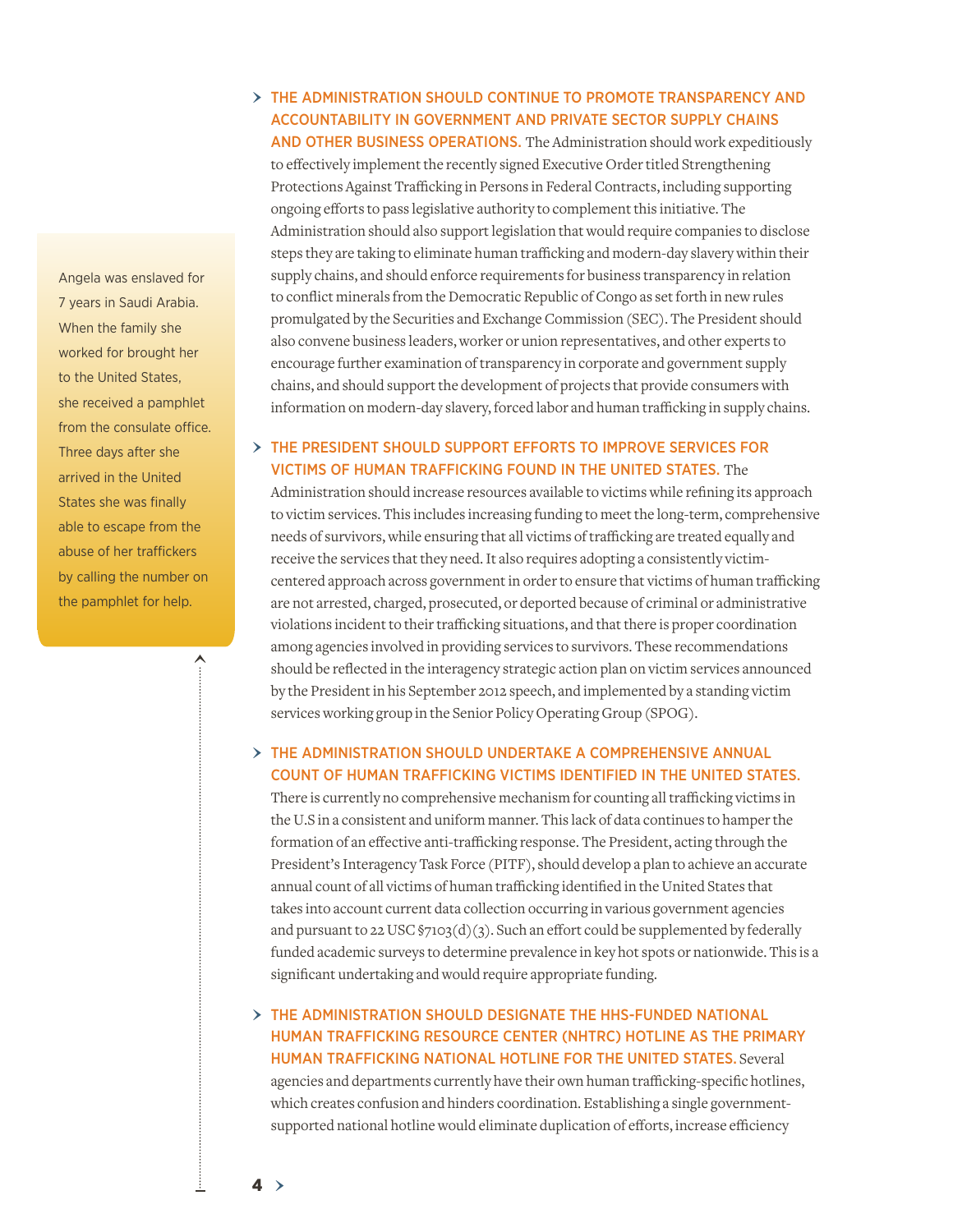Angela was enslaved for 7 years in Saudi Arabia. When the family she worked for brought her to the United States, she received a pamphlet from the consulate office. Three days after she arrived in the United States she was finally able to escape from the abuse of her traffickers by calling the number on the pamphlet for help.

- **THE ADMINISTRATION SHOULD CONTINUE TO PROMOTE TRANSPARENCY AND ACCOUNTABILITY IN GOVERNMENT AND PRIVATE SECTOR SUPPLY CHAINS AND OTHER BUSINESS OPERATIONS.** The Administration should work expeditiously to effectively implement the recently signed Executive Order titled Strengthening Protections Against Trafficking in Persons in Federal Contracts, including supporting ongoing efforts to pass legislative authority to complement this initiative. The Administration should also support legislation that would require companies to disclose steps they are taking to eliminate human trafficking and modern-day slavery within their supply chains, and should enforce requirements for business transparency in relation to conflict minerals from the Democratic Republic of Congo as set forth in new rules promulgated by the Securities and Exchange Commission (SEC). The President should also convene business leaders, worker or union representatives, and other experts to encourage further examination of transparency in corporate and government supply chains, and should support the development of projects that provide consumers with information on modern-day slavery, forced labor and human trafficking in supply chains.

- **THE PRESIDENT SHOULD SUPPORT EFFORTS TO IMPROVE SERVICES FOR VICTIMS OF HUMAN TRAFFICKING FOUND IN THE UNITED STATES.** The Administration should increase resources available to victims while refining its approach to victim services. This includes increasing funding to meet the long-term, comprehensive needs of survivors, while ensuring that all victims of trafficking are treated equally and receive the services that they need. It also requires adopting a consistently victim-centered approach across government in order to ensure that victims of human trafficking are not arrested, charged, prosecuted, or deported because of criminal or administrative violations incident to their trafficking situations, and that there is proper coordination among agencies involved in providing services to survivors. These recommendations should be reflected in the interagency strategic action plan on victim services announced by the President in his September 2012 speech, and implemented by a standing victim services working group in the Senior Policy Operating Group (SPOG).

- **THE ADMINISTRATION SHOULD UNDERTAKE A COMPREHENSIVE ANNUAL COUNT OF HUMAN TRAFFICKING VICTIMS IDENTIFIED IN THE UNITED STATES.** There is currently no comprehensive mechanism for counting all trafficking victims in the U.S in a consistent and uniform manner. This lack of data continues to hamper the formation of an effective anti-trafficking response. The President, acting through the President's Interagency Task Force (PITF), should develop a plan to achieve an accurate annual count of all victims of human trafficking identified in the United States that takes into account current data collection occurring in various government agencies and pursuant to 22 USC §7103(d)(3). Such an effort could be supplemented by federally funded academic surveys to determine prevalence in key hot spots or nationwide. This is a significant undertaking and would require appropriate funding.

- **THE ADMINISTRATION SHOULD DESIGNATE THE HHS-FUNDED NATIONAL HUMAN TRAFFICKING RESOURCE CENTER (NHTRC) HOTLINE AS THE PRIMARY HUMAN TRAFFICKING NATIONAL HOTLINE FOR THE UNITED STATES.** Several agencies and departments currently have their own human trafficking-specific hotlines, which creates confusion and hinders coordination. Establishing a single government-supported national hotline would eliminate duplication of efforts, increase efficiency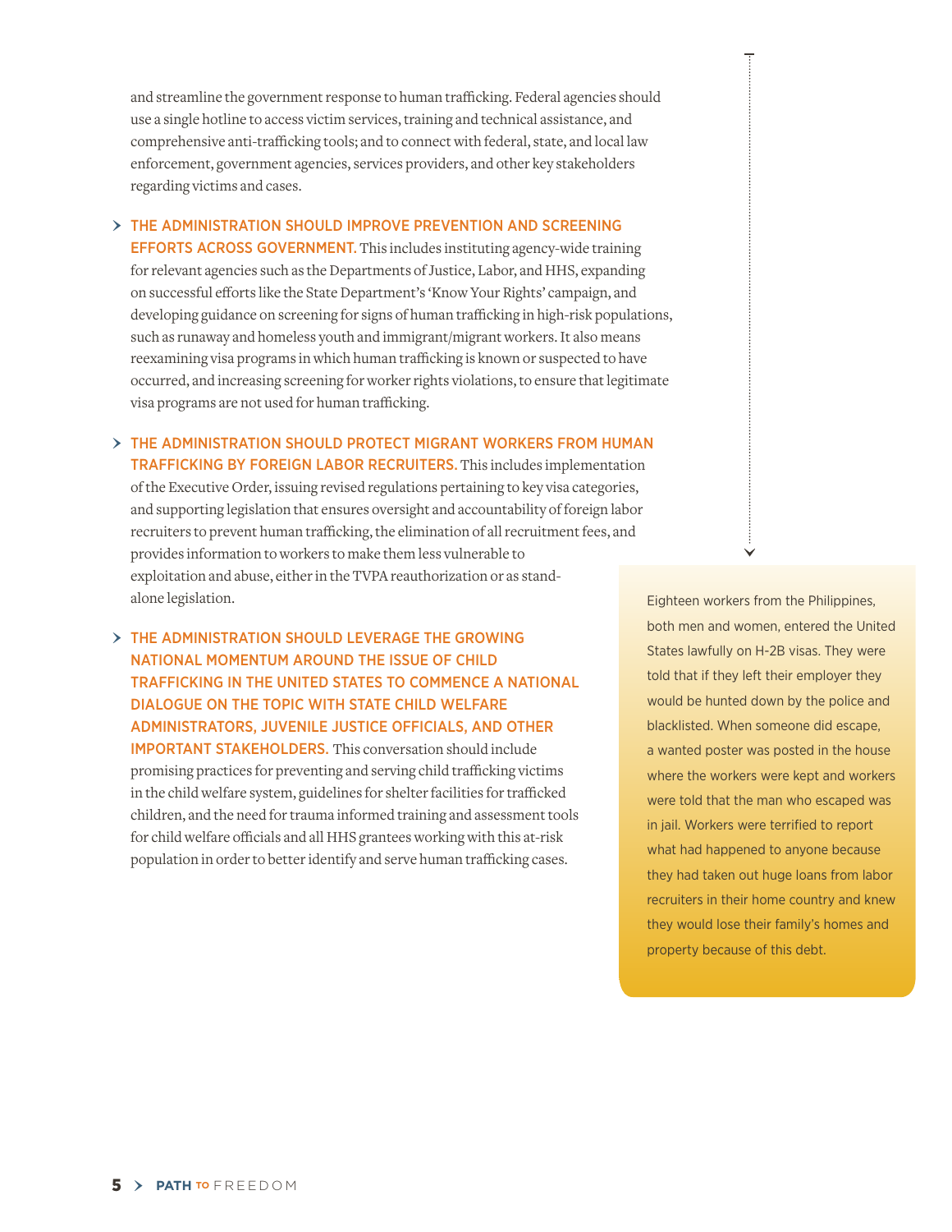and streamline the government response to human trafficking. Federal agencies should use a single hotline to access victim services, training and technical assistance, and comprehensive anti-trafficking tools; and to connect with federal, state, and local law enforcement, government agencies, services providers, and other key stakeholders regarding victims and cases.

- **THE ADMINISTRATION SHOULD IMPROVE PREVENTION AND SCREENING EFFORTS ACROSS GOVERNMENT.** This includes instituting agency-wide training for relevant agencies such as the Departments of Justice, Labor, and HHS, expanding on successful efforts like the State Department's 'Know Your Rights' campaign, and developing guidance on screening for signs of human trafficking in high-risk populations, such as runaway and homeless youth and immigrant/migrant workers. It also means reexamining visa programs in which human trafficking is known or suspected to have occurred, and increasing screening for worker rights violations, to ensure that legitimate visa programs are not used for human trafficking.

- **THE ADMINISTRATION SHOULD PROTECT MIGRANT WORKERS FROM HUMAN TRAFFICKING BY FOREIGN LABOR RECRUITERS.** This includes implementation of the Executive Order, issuing revised regulations pertaining to key visa categories, and supporting legislation that ensures oversight and accountability of foreign labor recruiters to prevent human trafficking, the elimination of all recruitment fees, and provides information to workers to make them less vulnerable to exploitation and abuse, either in the TVPA reauthorization or as stand-alone legislation.

- **THE ADMINISTRATION SHOULD LEVERAGE THE GROWING NATIONAL MOMENTUM AROUND THE ISSUE OF CHILD TRAFFICKING IN THE UNITED STATES TO COMMENCE A NATIONAL DIALOGUE ON THE TOPIC WITH STATE CHILD WELFARE ADMINISTRATORS, JUVENILE JUSTICE OFFICIALS, AND OTHER IMPORTANT STAKEHOLDERS.** This conversation should include promising practices for preventing and serving child trafficking victims in the child welfare system, guidelines for shelter facilities for trafficked children, and the need for trauma informed training and assessment tools for child welfare officials and all HHS grantees working with this at-risk population in order to better identify and serve human trafficking cases.

Eighteen workers from the Philippines, both men and women, entered the United States lawfully on H-2B visas. They were told that if they left their employer they would be hunted down by the police and blacklisted. When someone did escape, a wanted poster was posted in the house where the workers were kept and workers were told that the man who escaped was in jail. Workers were terrified to report what had happened to anyone because they had taken out huge loans from labor recruiters in their home country and knew they would lose their family's homes and property because of this debt.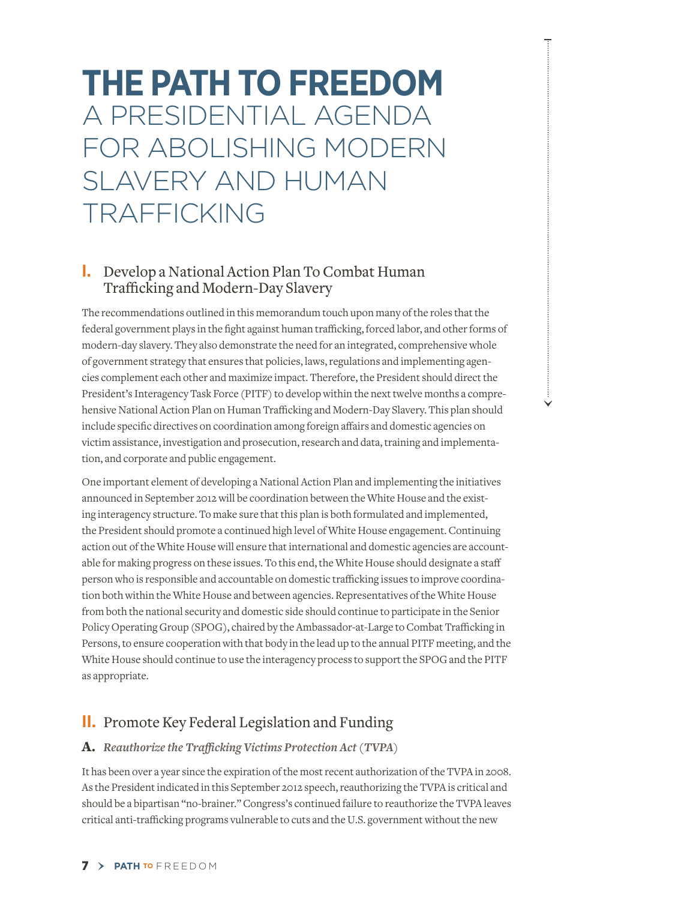# THE PATH TO FREEDOM

## A PRESIDENTIAL AGENDA FOR ABOLISHING MODERN SLAVERY AND HUMAN TRAFFICKING

### I. Develop a National Action Plan To Combat Human Trafficking and Modern-Day Slavery

The recommendations outlined in this memorandum touch upon many of the roles that the federal government plays in the fight against human trafficking, forced labor, and other forms of modern-day slavery. They also demonstrate the need for an integrated, comprehensive whole of government strategy that ensures that policies, laws, regulations and implementing agencies complement each other and maximize impact. Therefore, the President should direct the President's Interagency Task Force (PITF) to develop within the next twelve months a comprehensive National Action Plan on Human Trafficking and Modern-Day Slavery. This plan should include specific directives on coordination among foreign affairs and domestic agencies on victim assistance, investigation and prosecution, research and data, training and implementation, and corporate and public engagement.

One important element of developing a National Action Plan and implementing the initiatives announced in September 2012 will be coordination between the White House and the existing interagency structure. To make sure that this plan is both formulated and implemented, the President should promote a continued high level of White House engagement. Continuing action out of the White House will ensure that international and domestic agencies are accountable for making progress on these issues. To this end, the White House should designate a staff person who is responsible and accountable on domestic trafficking issues to improve coordination both within the White House and between agencies. Representatives of the White House from both the national security and domestic side should continue to participate in the Senior Policy Operating Group (SPOG), chaired by the Ambassador-at-Large to Combat Trafficking in Persons, to ensure cooperation with that body in the lead up to the annual PITF meeting, and the White House should continue to use the interagency process to support the SPOG and the PITF as appropriate.

### II. Promote Key Federal Legislation and Funding

#### A. *Reauthorize the Trafficking Victims Protection Act (TVPA)*

It has been over a year since the expiration of the most recent authorization of the TVPA in 2008. As the President indicated in this September 2012 speech, reauthorizing the TVPA is critical and should be a bipartisan "no-brainer." Congress's continued failure to reauthorize the TVPA leaves critical anti-trafficking programs vulnerable to cuts and the U.S. government without the new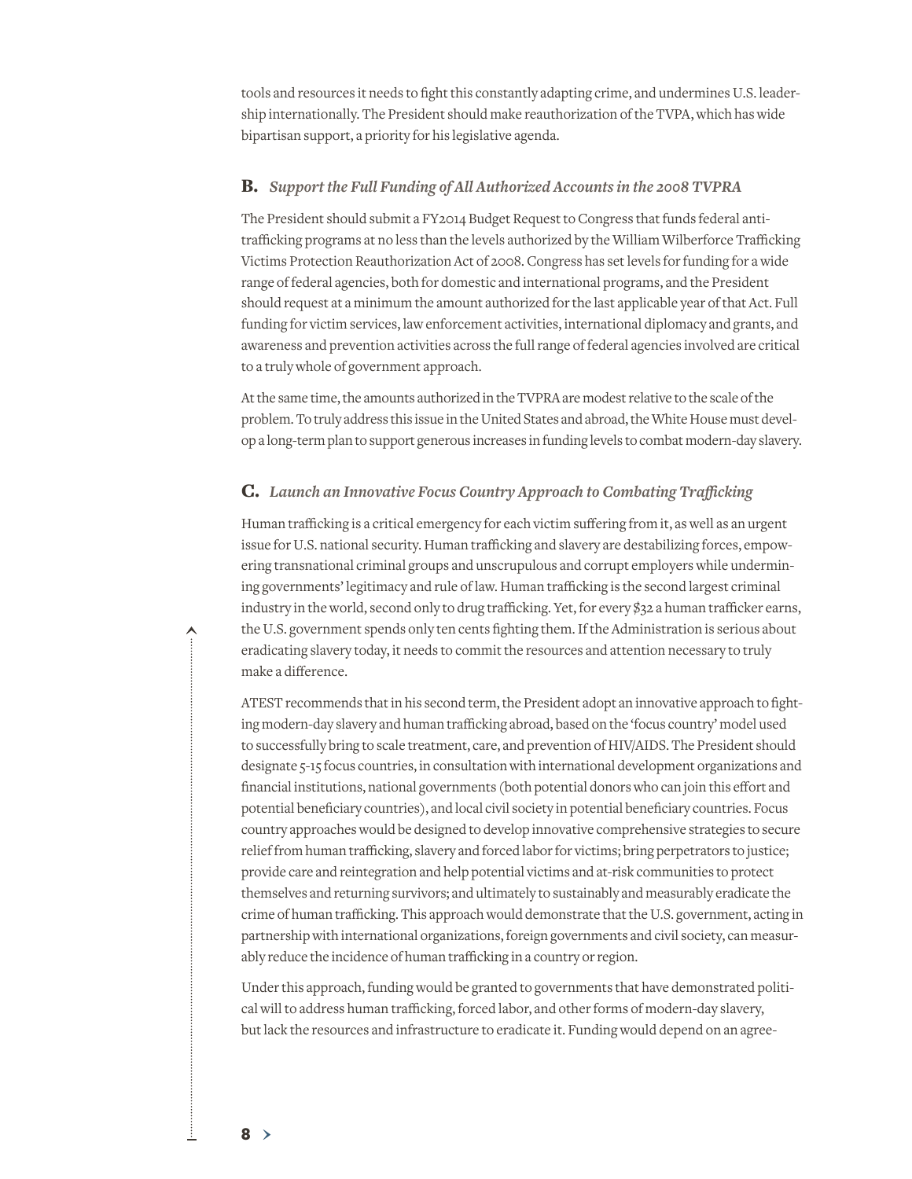tools and resources it needs to fight this constantly adapting crime, and undermines U.S. leadership internationally. The President should make reauthorization of the TVPA, which has wide bipartisan support, a priority for his legislative agenda.

### B. *Support the Full Funding of All Authorized Accounts in the 2008 TVPRA*

The President should submit a FY2014 Budget Request to Congress that funds federal anti-trafficking programs at no less than the levels authorized by the William Wilberforce Trafficking Victims Protection Reauthorization Act of 2008. Congress has set levels for funding for a wide range of federal agencies, both for domestic and international programs, and the President should request at a minimum the amount authorized for the last applicable year of that Act. Full funding for victim services, law enforcement activities, international diplomacy and grants, and awareness and prevention activities across the full range of federal agencies involved are critical to a truly whole of government approach.

At the same time, the amounts authorized in the TVPRA are modest relative to the scale of the problem. To truly address this issue in the United States and abroad, the White House must develop a long-term plan to support generous increases in funding levels to combat modern-day slavery.

### C. *Launch an Innovative Focus Country Approach to Combating Trafficking*

Human trafficking is a critical emergency for each victim suffering from it, as well as an urgent issue for U.S. national security. Human trafficking and slavery are destabilizing forces, empowering transnational criminal groups and unscrupulous and corrupt employers while undermining governments' legitimacy and rule of law. Human trafficking is the second largest criminal industry in the world, second only to drug trafficking. Yet, for every $32 a human trafficker earns, the U.S. government spends only ten cents fighting them. If the Administration is serious about eradicating slavery today, it needs to commit the resources and attention necessary to truly make a difference.

ATEST recommends that in his second term, the President adopt an innovative approach to fighting modern-day slavery and human trafficking abroad, based on the 'focus country' model used to successfully bring to scale treatment, care, and prevention of HIV/AIDS. The President should designate 5-15 focus countries, in consultation with international development organizations and financial institutions, national governments (both potential donors who can join this effort and potential beneficiary countries), and local civil society in potential beneficiary countries. Focus country approaches would be designed to develop innovative comprehensive strategies to secure relief from human trafficking, slavery and forced labor for victims; bring perpetrators to justice; provide care and reintegration and help potential victims and at-risk communities to protect themselves and returning survivors; and ultimately to sustainably and measurably eradicate the crime of human trafficking. This approach would demonstrate that the U.S. government, acting in partnership with international organizations, foreign governments and civil society, can measurably reduce the incidence of human trafficking in a country or region.

Under this approach, funding would be granted to governments that have demonstrated political will to address human trafficking, forced labor, and other forms of modern-day slavery, but lack the resources and infrastructure to eradicate it. Funding would depend on an agree-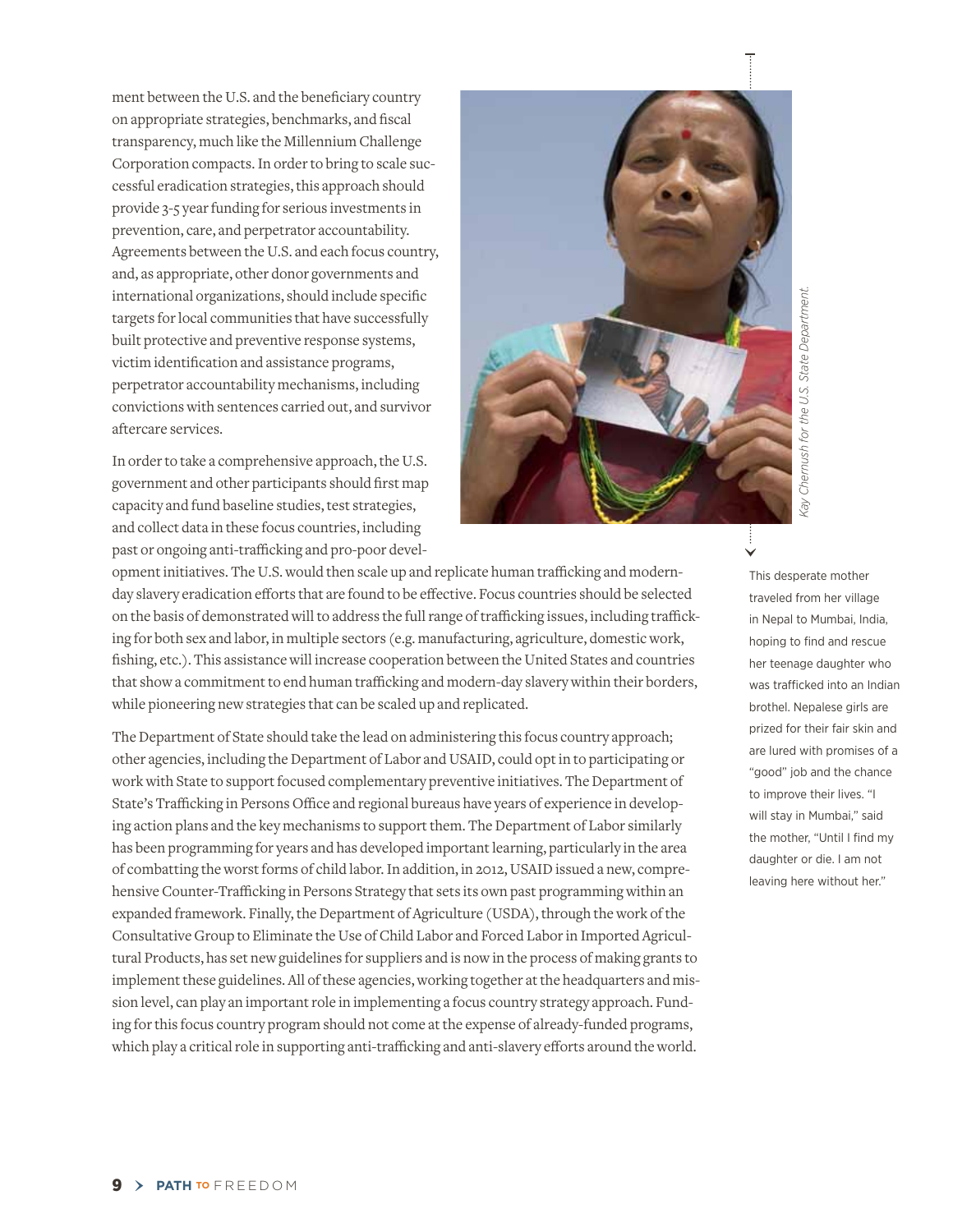ment between the U.S. and the beneficiary country on appropriate strategies, benchmarks, and fiscal transparency, much like the Millennium Challenge Corporation compacts. In order to bring to scale successful eradication strategies, this approach should provide 3-5 year funding for serious investments in prevention, care, and perpetrator accountability. Agreements between the U.S. and each focus country, and, as appropriate, other donor governments and international organizations, should include specific targets for local communities that have successfully built protective and preventive response systems, victim identification and assistance programs, perpetrator accountability mechanisms, including convictions with sentences carried out, and survivor aftercare services.

In order to take a comprehensive approach, the U.S. government and other participants should first map capacity and fund baseline studies, test strategies, and collect data in these focus countries, including past or ongoing anti-trafficking and pro-poor development initiatives. The U.S. would then scale up and replicate human trafficking and modern-day slavery eradication efforts that are found to be effective. Focus countries should be selected on the basis of demonstrated will to address the full range of trafficking issues, including trafficking for both sex and labor, in multiple sectors (e.g. manufacturing, agriculture, domestic work, fishing, etc.). This assistance will increase cooperation between the United States and countries that show a commitment to end human trafficking and modern-day slavery within their borders, while pioneering new strategies that can be scaled up and replicated.

The Department of State should take the lead on administering this focus country approach; other agencies, including the Department of Labor and USAID, could opt in to participating or work with State to support focused complementary preventive initiatives. The Department of State's Trafficking in Persons Office and regional bureaus have years of experience in developing action plans and the key mechanisms to support them. The Department of Labor similarly has been programming for years and has developed important learning, particularly in the area of combatting the worst forms of child labor. In addition, in 2012, USAID issued a new, comprehensive Counter-Trafficking in Persons Strategy that sets its own past programming within an expanded framework. Finally, the Department of Agriculture (USDA), through the work of the Consultative Group to Eliminate the Use of Child Labor and Forced Labor in Imported Agricultural Products, has set new guidelines for suppliers and is now in the process of making grants to implement these guidelines. All of these agencies, working together at the headquarters and mission level, can play an important role in implementing a focus country strategy approach. Funding for this focus country program should not come at the expense of already-funded programs, which play a critical role in supporting anti-trafficking and anti-slavery efforts around the world.

*Kay Chernush for the U.S. State Department.*

This desperate mother traveled from her village in Nepal to Mumbai, India, hoping to find and rescue her teenage daughter who was trafficked into an Indian brothel. Nepalese girls are prized for their fair skin and are lured with promises of a "good" job and the chance to improve their lives. "I will stay in Mumbai," said the mother, "Until I find my daughter or die. I am not leaving here without her."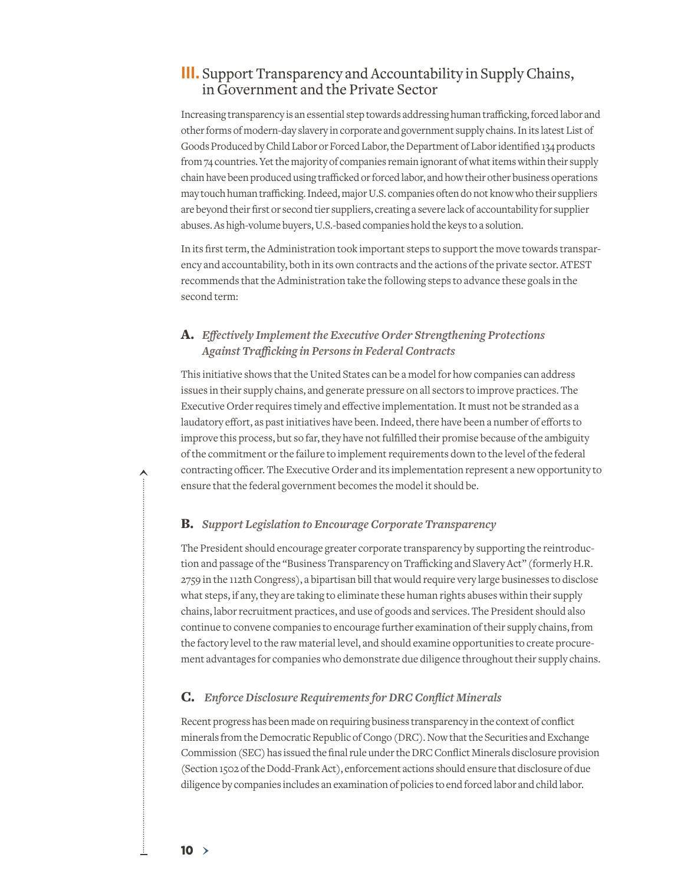## III. Support Transparency and Accountability in Supply Chains, in Government and the Private Sector

Increasing transparency is an essential step towards addressing human trafficking, forced labor and other forms of modern-day slavery in corporate and government supply chains. In its latest List of Goods Produced by Child Labor or Forced Labor, the Department of Labor identified 134 products from 74 countries. Yet the majority of companies remain ignorant of what items within their supply chain have been produced using trafficked or forced labor, and how their other business operations may touch human trafficking. Indeed, major U.S. companies often do not know who their suppliers are beyond their first or second tier suppliers, creating a severe lack of accountability for supplier abuses. As high-volume buyers, U.S.-based companies hold the keys to a solution.

In its first term, the Administration took important steps to support the move towards transparency and accountability, both in its own contracts and the actions of the private sector. ATEST recommends that the Administration take the following steps to advance these goals in the second term:

### A. *Effectively Implement the Executive Order Strengthening Protections Against Trafficking in Persons in Federal Contracts*

This initiative shows that the United States can be a model for how companies can address issues in their supply chains, and generate pressure on all sectors to improve practices. The Executive Order requires timely and effective implementation. It must not be stranded as a laudatory effort, as past initiatives have been. Indeed, there have been a number of efforts to improve this process, but so far, they have not fulfilled their promise because of the ambiguity of the commitment or the failure to implement requirements down to the level of the federal contracting officer. The Executive Order and its implementation represent a new opportunity to ensure that the federal government becomes the model it should be.

### B. *Support Legislation to Encourage Corporate Transparency*

The President should encourage greater corporate transparency by supporting the reintroduction and passage of the "Business Transparency on Trafficking and Slavery Act" (formerly H.R. 2759 in the 112th Congress), a bipartisan bill that would require very large businesses to disclose what steps, if any, they are taking to eliminate these human rights abuses within their supply chains, labor recruitment practices, and use of goods and services. The President should also continue to convene companies to encourage further examination of their supply chains, from the factory level to the raw material level, and should examine opportunities to create procurement advantages for companies who demonstrate due diligence throughout their supply chains.

### C. *Enforce Disclosure Requirements for DRC Conflict Minerals*

Recent progress has been made on requiring business transparency in the context of conflict minerals from the Democratic Republic of Congo (DRC). Now that the Securities and Exchange Commission (SEC) has issued the final rule under the DRC Conflict Minerals disclosure provision (Section 1502 of the Dodd-Frank Act), enforcement actions should ensure that disclosure of due diligence by companies includes an examination of policies to end forced labor and child labor.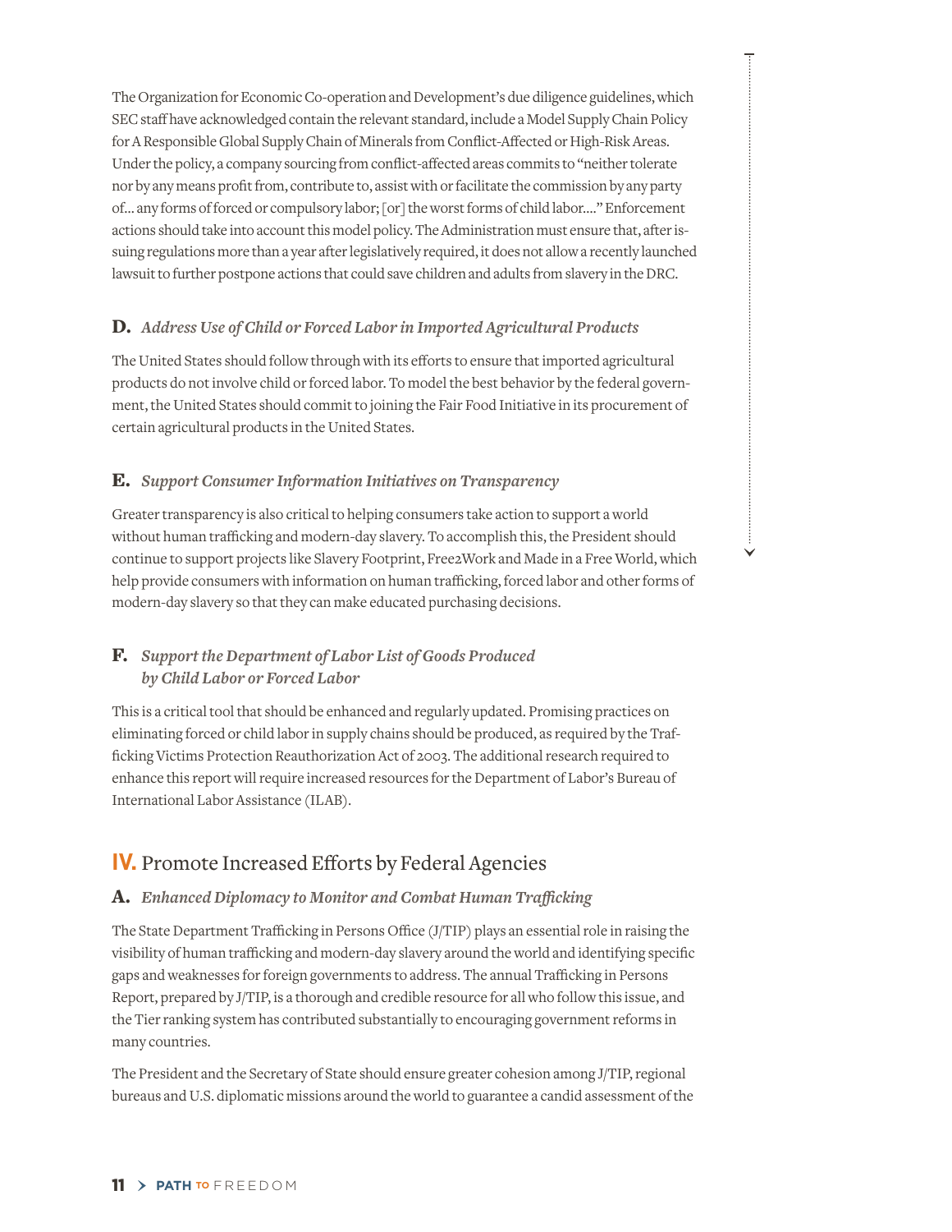The Organization for Economic Co-operation and Development's due diligence guidelines, which SEC staff have acknowledged contain the relevant standard, include a Model Supply Chain Policy for A Responsible Global Supply Chain of Minerals from Conflict-Affected or High-Risk Areas. Under the policy, a company sourcing from conflict-affected areas commits to "neither tolerate nor by any means profit from, contribute to, assist with or facilitate the commission by any party of… any forms of forced or compulsory labor; [or] the worst forms of child labor…." Enforcement actions should take into account this model policy. The Administration must ensure that, after issuing regulations more than a year after legislatively required, it does not allow a recently launched lawsuit to further postpone actions that could save children and adults from slavery in the DRC.

### D. *Address Use of Child or Forced Labor in Imported Agricultural Products*

The United States should follow through with its efforts to ensure that imported agricultural products do not involve child or forced labor. To model the best behavior by the federal government, the United States should commit to joining the Fair Food Initiative in its procurement of certain agricultural products in the United States.

### E. *Support Consumer Information Initiatives on Transparency*

Greater transparency is also critical to helping consumers take action to support a world without human trafficking and modern-day slavery. To accomplish this, the President should continue to support projects like Slavery Footprint, Free2Work and Made in a Free World, which help provide consumers with information on human trafficking, forced labor and other forms of modern-day slavery so that they can make educated purchasing decisions.

### F. *Support the Department of Labor List of Goods Produced by Child Labor or Forced Labor*

This is a critical tool that should be enhanced and regularly updated. Promising practices on eliminating forced or child labor in supply chains should be produced, as required by the Trafficking Victims Protection Reauthorization Act of 2003. The additional research required to enhance this report will require increased resources for the Department of Labor's Bureau of International Labor Assistance (ILAB).

## IV. Promote Increased Efforts by Federal Agencies

### A. *Enhanced Diplomacy to Monitor and Combat Human Trafficking*

The State Department Trafficking in Persons Office (J/TIP) plays an essential role in raising the visibility of human trafficking and modern-day slavery around the world and identifying specific gaps and weaknesses for foreign governments to address. The annual Trafficking in Persons Report, prepared by J/TIP, is a thorough and credible resource for all who follow this issue, and the Tier ranking system has contributed substantially to encouraging government reforms in many countries.

The President and the Secretary of State should ensure greater cohesion among J/TIP, regional bureaus and U.S. diplomatic missions around the world to guarantee a candid assessment of the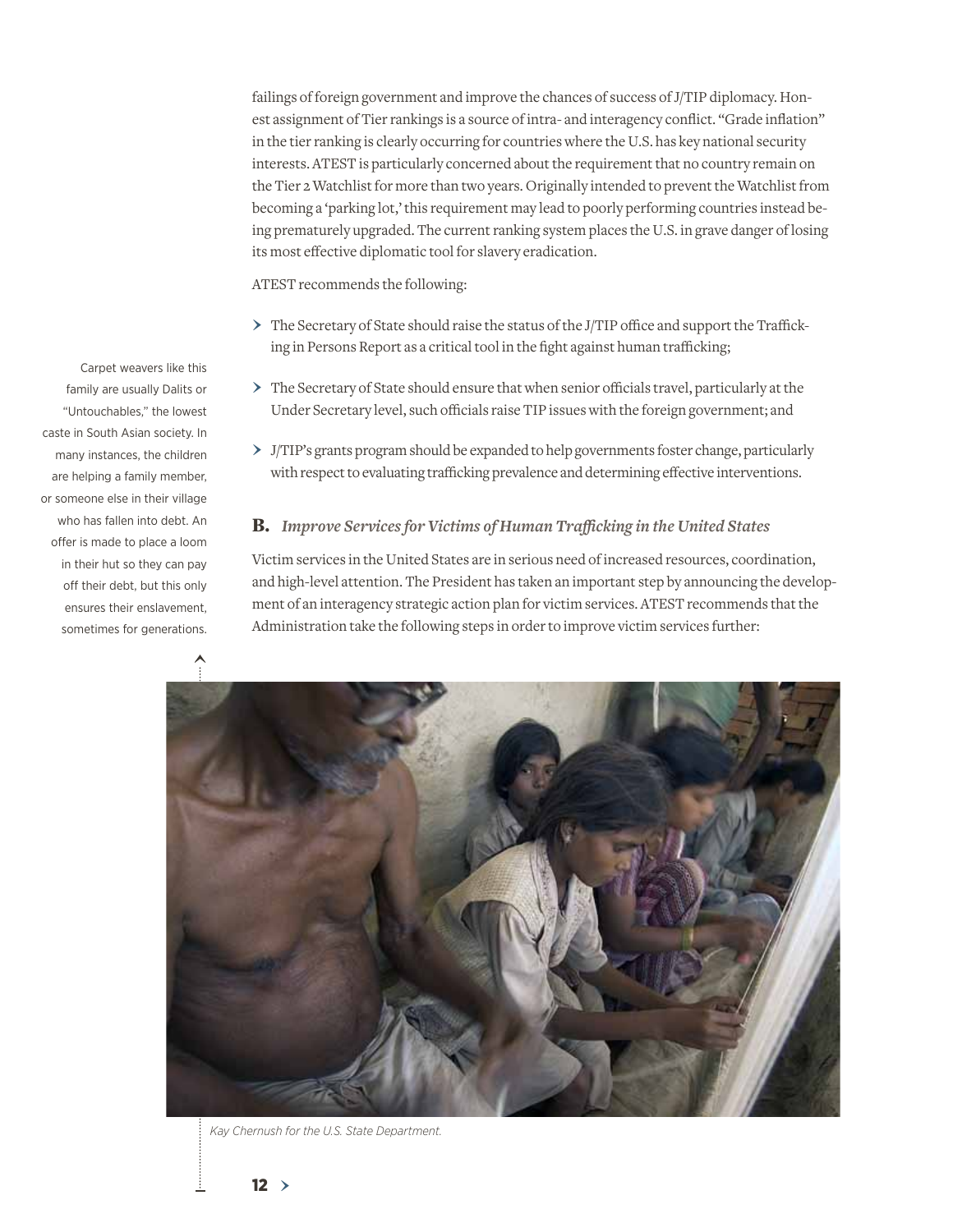failings of foreign government and improve the chances of success of J/TIP diplomacy. Honest assignment of Tier rankings is a source of intra- and interagency conflict. "Grade inflation" in the tier ranking is clearly occurring for countries where the U.S. has key national security interests. ATEST is particularly concerned about the requirement that no country remain on the Tier 2 Watchlist for more than two years. Originally intended to prevent the Watchlist from becoming a 'parking lot,' this requirement may lead to poorly performing countries instead being prematurely upgraded. The current ranking system places the U.S. in grave danger of losing its most effective diplomatic tool for slavery eradication.

ATEST recommends the following:

- The Secretary of State should raise the status of the J/TIP office and support the Trafficking in Persons Report as a critical tool in the fight against human trafficking;
- The Secretary of State should ensure that when senior officials travel, particularly at the Under Secretary level, such officials raise TIP issues with the foreign government; and
- J/TIP's grants program should be expanded to help governments foster change, particularly with respect to evaluating trafficking prevalence and determining effective interventions.

## B. *Improve Services for Victims of Human Trafficking in the United States*

Victim services in the United States are in serious need of increased resources, coordination, and high-level attention. The President has taken an important step by announcing the development of an interagency strategic action plan for victim services. ATEST recommends that the Administration take the following steps in order to improve victim services further:

Carpet weavers like this family are usually Dalits or "Untouchables," the lowest caste in South Asian society. In many instances, the children are helping a family member, or someone else in their village who has fallen into debt. An offer is made to place a loom in their hut so they can pay off their debt, but this only ensures their enslavement, sometimes for generations.

*Kay Chernush for the U.S. State Department.*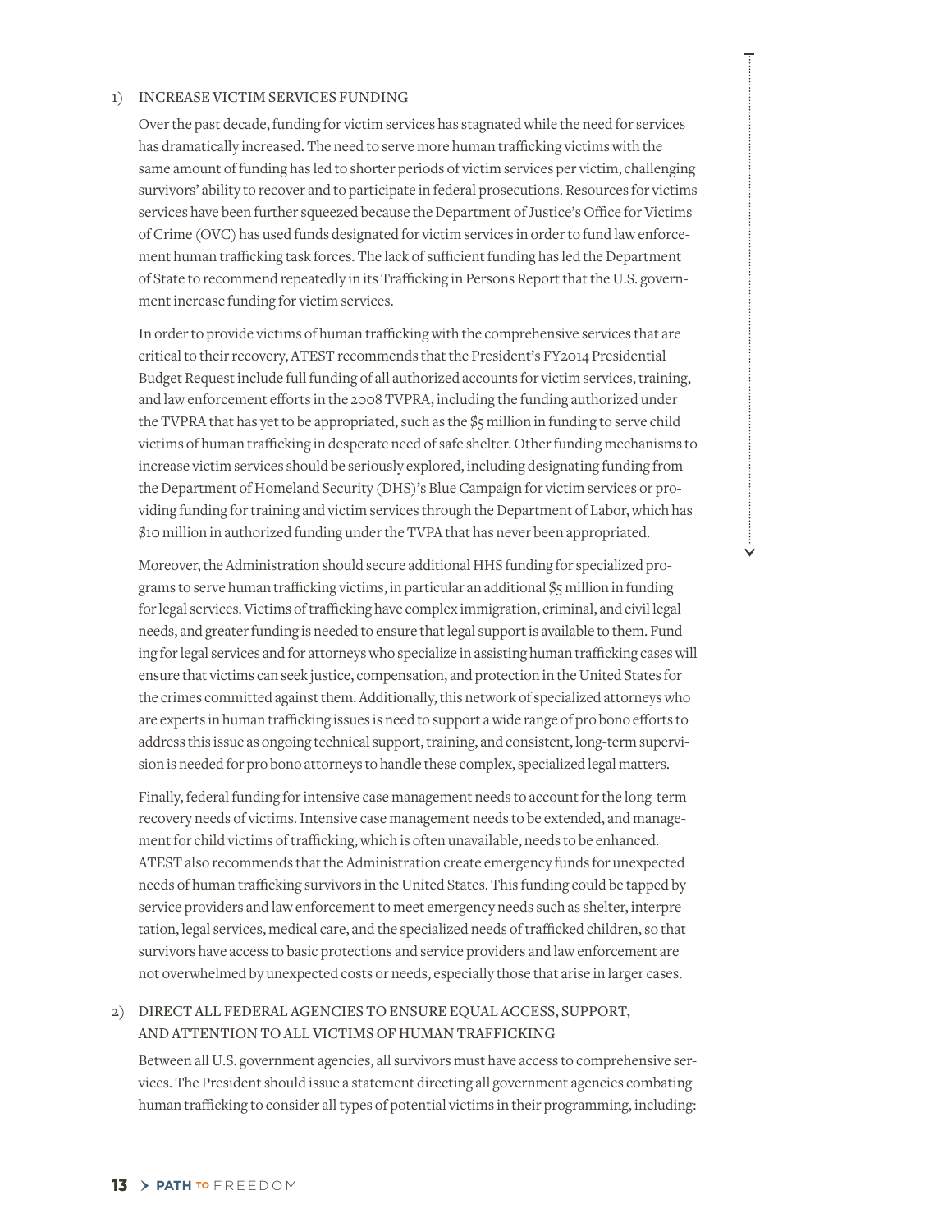1) INCREASE VICTIM SERVICES FUNDING

Over the past decade, funding for victim services has stagnated while the need for services has dramatically increased. The need to serve more human trafficking victims with the same amount of funding has led to shorter periods of victim services per victim, challenging survivors' ability to recover and to participate in federal prosecutions. Resources for victims services have been further squeezed because the Department of Justice's Office for Victims of Crime (OVC) has used funds designated for victim services in order to fund law enforcement human trafficking task forces. The lack of sufficient funding has led the Department of State to recommend repeatedly in its Trafficking in Persons Report that the U.S. government increase funding for victim services.

In order to provide victims of human trafficking with the comprehensive services that are critical to their recovery, ATEST recommends that the President's FY2014 Presidential Budget Request include full funding of all authorized accounts for victim services, training, and law enforcement efforts in the 2008 TVPRA, including the funding authorized under the TVPRA that has yet to be appropriated, such as the $5 million in funding to serve child victims of human trafficking in desperate need of safe shelter. Other funding mechanisms to increase victim services should be seriously explored, including designating funding from the Department of Homeland Security (DHS)'s Blue Campaign for victim services or providing funding for training and victim services through the Department of Labor, which has $10 million in authorized funding under the TVPA that has never been appropriated.

Moreover, the Administration should secure additional HHS funding for specialized programs to serve human trafficking victims, in particular an additional $5 million in funding for legal services. Victims of trafficking have complex immigration, criminal, and civil legal needs, and greater funding is needed to ensure that legal support is available to them. Funding for legal services and for attorneys who specialize in assisting human trafficking cases will ensure that victims can seek justice, compensation, and protection in the United States for the crimes committed against them. Additionally, this network of specialized attorneys who are experts in human trafficking issues is need to support a wide range of pro bono efforts to address this issue as ongoing technical support, training, and consistent, long-term supervision is needed for pro bono attorneys to handle these complex, specialized legal matters.

Finally, federal funding for intensive case management needs to account for the long-term recovery needs of victims. Intensive case management needs to be extended, and management for child victims of trafficking, which is often unavailable, needs to be enhanced. ATEST also recommends that the Administration create emergency funds for unexpected needs of human trafficking survivors in the United States. This funding could be tapped by service providers and law enforcement to meet emergency needs such as shelter, interpretation, legal services, medical care, and the specialized needs of trafficked children, so that survivors have access to basic protections and service providers and law enforcement are not overwhelmed by unexpected costs or needs, especially those that arise in larger cases.

2) DIRECT ALL FEDERAL AGENCIES TO ENSURE EQUAL ACCESS, SUPPORT, AND ATTENTION TO ALL VICTIMS OF HUMAN TRAFFICKING

Between all U.S. government agencies, all survivors must have access to comprehensive services. The President should issue a statement directing all government agencies combating human trafficking to consider all types of potential victims in their programming, including: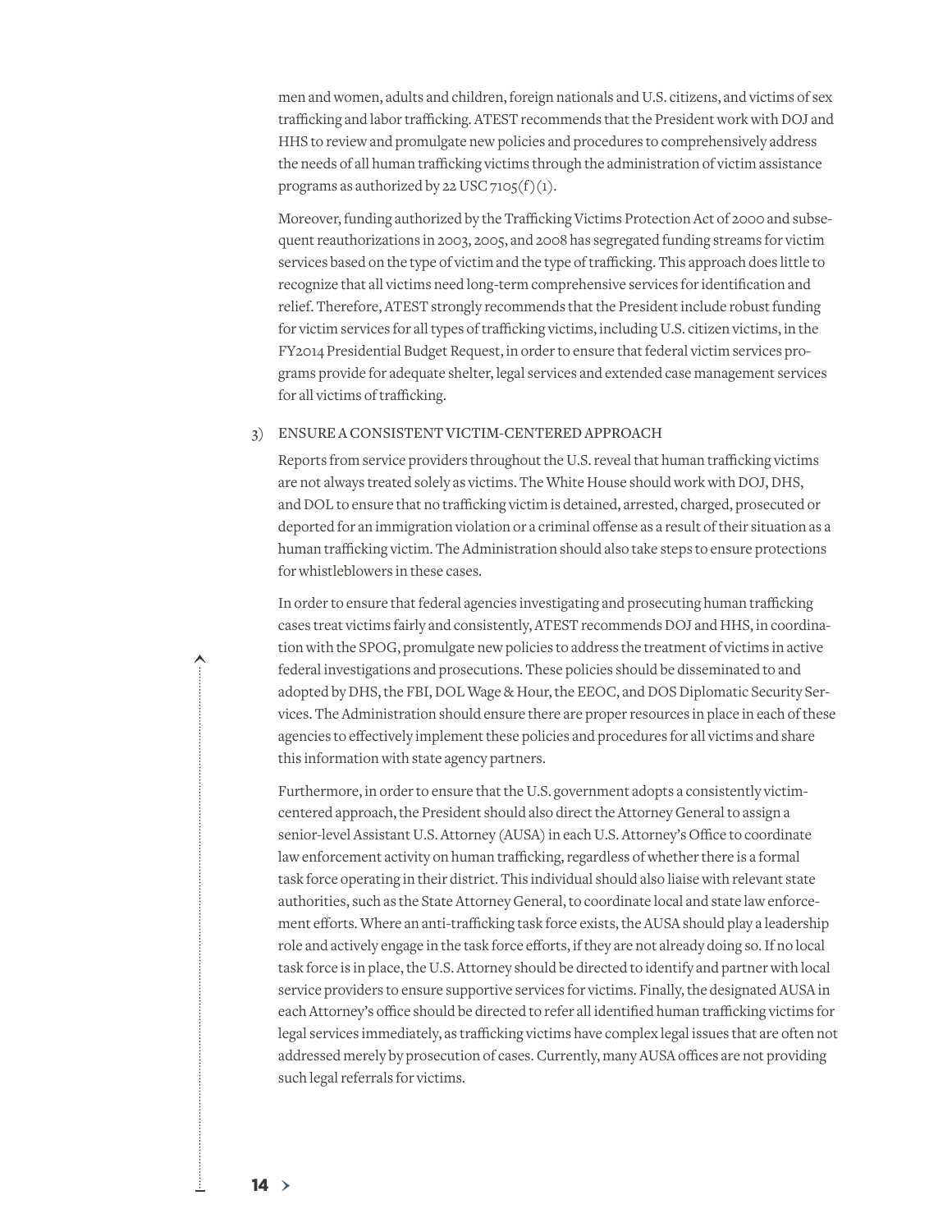men and women, adults and children, foreign nationals and U.S. citizens, and victims of sex trafficking and labor trafficking. ATEST recommends that the President work with DOJ and HHS to review and promulgate new policies and procedures to comprehensively address the needs of all human trafficking victims through the administration of victim assistance programs as authorized by 22 USC 7105(f)(1).

Moreover, funding authorized by the Trafficking Victims Protection Act of 2000 and subsequent reauthorizations in 2003, 2005, and 2008 has segregated funding streams for victim services based on the type of victim and the type of trafficking. This approach does little to recognize that all victims need long-term comprehensive services for identification and relief. Therefore, ATEST strongly recommends that the President include robust funding for victim services for all types of trafficking victims, including U.S. citizen victims, in the FY2014 Presidential Budget Request, in order to ensure that federal victim services programs provide for adequate shelter, legal services and extended case management services for all victims of trafficking.

3) ENSURE A CONSISTENT VICTIM-CENTERED APPROACH

Reports from service providers throughout the U.S. reveal that human trafficking victims are not always treated solely as victims. The White House should work with DOJ, DHS, and DOL to ensure that no trafficking victim is detained, arrested, charged, prosecuted or deported for an immigration violation or a criminal offense as a result of their situation as a human trafficking victim. The Administration should also take steps to ensure protections for whistleblowers in these cases.

In order to ensure that federal agencies investigating and prosecuting human trafficking cases treat victims fairly and consistently, ATEST recommends DOJ and HHS, in coordination with the SPOG, promulgate new policies to address the treatment of victims in active federal investigations and prosecutions. These policies should be disseminated to and adopted by DHS, the FBI, DOL Wage & Hour, the EEOC, and DOS Diplomatic Security Services. The Administration should ensure there are proper resources in place in each of these agencies to effectively implement these policies and procedures for all victims and share this information with state agency partners.

Furthermore, in order to ensure that the U.S. government adopts a consistently victim-centered approach, the President should also direct the Attorney General to assign a senior-level Assistant U.S. Attorney (AUSA) in each U.S. Attorney's Office to coordinate law enforcement activity on human trafficking, regardless of whether there is a formal task force operating in their district. This individual should also liaise with relevant state authorities, such as the State Attorney General, to coordinate local and state law enforcement efforts. Where an anti-trafficking task force exists, the AUSA should play a leadership role and actively engage in the task force efforts, if they are not already doing so. If no local task force is in place, the U.S. Attorney should be directed to identify and partner with local service providers to ensure supportive services for victims. Finally, the designated AUSA in each Attorney's office should be directed to refer all identified human trafficking victims for legal services immediately, as trafficking victims have complex legal issues that are often not addressed merely by prosecution of cases. Currently, many AUSA offices are not providing such legal referrals for victims.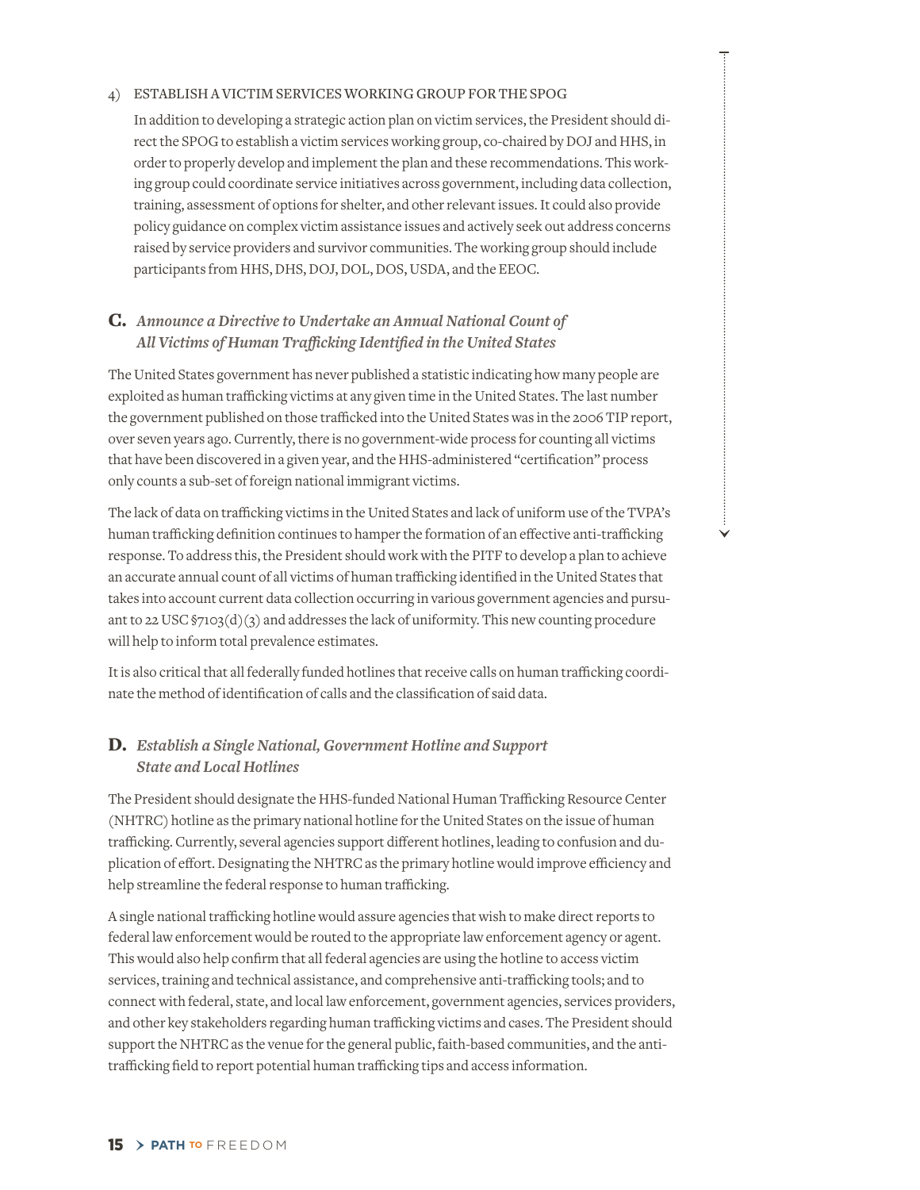4) ESTABLISH A VICTIM SERVICES WORKING GROUP FOR THE SPOG

In addition to developing a strategic action plan on victim services, the President should direct the SPOG to establish a victim services working group, co-chaired by DOJ and HHS, in order to properly develop and implement the plan and these recommendations. This working group could coordinate service initiatives across government, including data collection, training, assessment of options for shelter, and other relevant issues. It could also provide policy guidance on complex victim assistance issues and actively seek out address concerns raised by service providers and survivor communities. The working group should include participants from HHS, DHS, DOJ, DOL, DOS, USDA, and the EEOC.

## C. *Announce a Directive to Undertake an Annual National Count of All Victims of Human Trafficking Identified in the United States*

The United States government has never published a statistic indicating how many people are exploited as human trafficking victims at any given time in the United States. The last number the government published on those trafficked into the United States was in the 2006 TIP report, over seven years ago. Currently, there is no government-wide process for counting all victims that have been discovered in a given year, and the HHS-administered "certification" process only counts a sub-set of foreign national immigrant victims.

The lack of data on trafficking victims in the United States and lack of uniform use of the TVPA's human trafficking definition continues to hamper the formation of an effective anti-trafficking response. To address this, the President should work with the PITF to develop a plan to achieve an accurate annual count of all victims of human trafficking identified in the United States that takes into account current data collection occurring in various government agencies and pursuant to 22 USC §7103(d)(3) and addresses the lack of uniformity. This new counting procedure will help to inform total prevalence estimates.

It is also critical that all federally funded hotlines that receive calls on human trafficking coordinate the method of identification of calls and the classification of said data.

## D. *Establish a Single National, Government Hotline and Support State and Local Hotlines*

The President should designate the HHS-funded National Human Trafficking Resource Center (NHTRC) hotline as the primary national hotline for the United States on the issue of human trafficking. Currently, several agencies support different hotlines, leading to confusion and duplication of effort. Designating the NHTRC as the primary hotline would improve efficiency and help streamline the federal response to human trafficking.

A single national trafficking hotline would assure agencies that wish to make direct reports to federal law enforcement would be routed to the appropriate law enforcement agency or agent. This would also help confirm that all federal agencies are using the hotline to access victim services, training and technical assistance, and comprehensive anti-trafficking tools; and to connect with federal, state, and local law enforcement, government agencies, services providers, and other key stakeholders regarding human trafficking victims and cases. The President should support the NHTRC as the venue for the general public, faith-based communities, and the anti-trafficking field to report potential human trafficking tips and access information.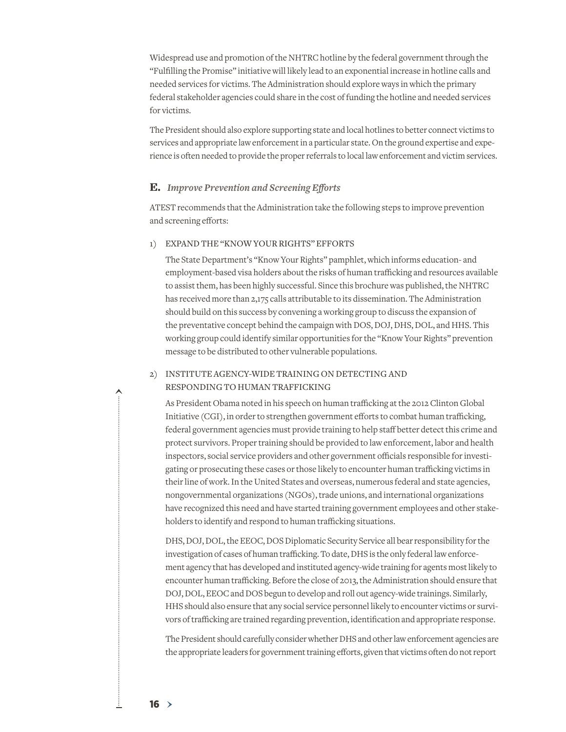Widespread use and promotion of the NHTRC hotline by the federal government through the "Fulfilling the Promise" initiative will likely lead to an exponential increase in hotline calls and needed services for victims. The Administration should explore ways in which the primary federal stakeholder agencies could share in the cost of funding the hotline and needed services for victims.

The President should also explore supporting state and local hotlines to better connect victims to services and appropriate law enforcement in a particular state. On the ground expertise and experience is often needed to provide the proper referrals to local law enforcement and victim services.

### E. *Improve Prevention and Screening Efforts*

ATEST recommends that the Administration take the following steps to improve prevention and screening efforts:

1) EXPAND THE "KNOW YOUR RIGHTS" EFFORTS

   The State Department's "Know Your Rights" pamphlet, which informs education- and employment-based visa holders about the risks of human trafficking and resources available to assist them, has been highly successful. Since this brochure was published, the NHTRC has received more than 2,175 calls attributable to its dissemination. The Administration should build on this success by convening a working group to discuss the expansion of the preventative concept behind the campaign with DOS, DOJ, DHS, DOL, and HHS. This working group could identify similar opportunities for the "Know Your Rights" prevention message to be distributed to other vulnerable populations.

2) INSTITUTE AGENCY-WIDE TRAINING ON DETECTING AND RESPONDING TO HUMAN TRAFFICKING

   As President Obama noted in his speech on human trafficking at the 2012 Clinton Global Initiative (CGI), in order to strengthen government efforts to combat human trafficking, federal government agencies must provide training to help staff better detect this crime and protect survivors. Proper training should be provided to law enforcement, labor and health inspectors, social service providers and other government officials responsible for investigating or prosecuting these cases or those likely to encounter human trafficking victims in their line of work. In the United States and overseas, numerous federal and state agencies, nongovernmental organizations (NGOs), trade unions, and international organizations have recognized this need and have started training government employees and other stakeholders to identify and respond to human trafficking situations.

   DHS, DOJ, DOL, the EEOC, DOS Diplomatic Security Service all bear responsibility for the investigation of cases of human trafficking. To date, DHS is the only federal law enforcement agency that has developed and instituted agency-wide training for agents most likely to encounter human trafficking. Before the close of 2013, the Administration should ensure that DOJ, DOL, EEOC and DOS begun to develop and roll out agency-wide trainings. Similarly, HHS should also ensure that any social service personnel likely to encounter victims or survivors of trafficking are trained regarding prevention, identification and appropriate response.

   The President should carefully consider whether DHS and other law enforcement agencies are the appropriate leaders for government training efforts, given that victims often do not report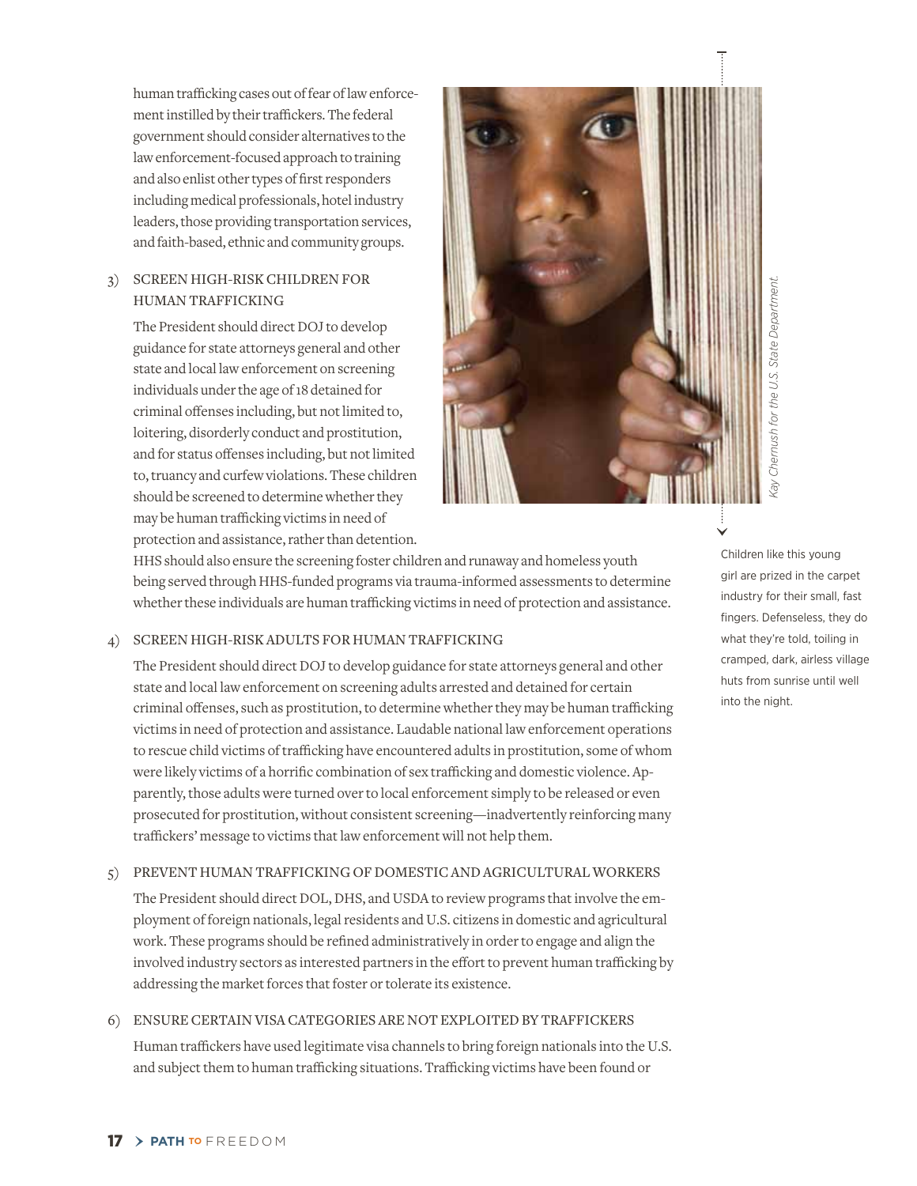human trafficking cases out of fear of law enforcement instilled by their traffickers. The federal government should consider alternatives to the law enforcement-focused approach to training and also enlist other types of first responders including medical professionals, hotel industry leaders, those providing transportation services, and faith-based, ethnic and community groups.

3) SCREEN HIGH-RISK CHILDREN FOR HUMAN TRAFFICKING

The President should direct DOJ to develop guidance for state attorneys general and other state and local law enforcement on screening individuals under the age of 18 detained for criminal offenses including, but not limited to, loitering, disorderly conduct and prostitution, and for status offenses including, but not limited to, truancy and curfew violations. These children should be screened to determine whether they may be human trafficking victims in need of protection and assistance, rather than detention. HHS should also ensure the screening foster children and runaway and homeless youth being served through HHS-funded programs via trauma-informed assessments to determine whether these individuals are human trafficking victims in need of protection and assistance.

*Kay Chernush for the U.S. State Department.*

Children like this young girl are prized in the carpet industry for their small, fast fingers. Defenseless, they do what they're told, toiling in cramped, dark, airless village huts from sunrise until well into the night.

4) SCREEN HIGH-RISK ADULTS FOR HUMAN TRAFFICKING

The President should direct DOJ to develop guidance for state attorneys general and other state and local law enforcement on screening adults arrested and detained for certain criminal offenses, such as prostitution, to determine whether they may be human trafficking victims in need of protection and assistance. Laudable national law enforcement operations to rescue child victims of trafficking have encountered adults in prostitution, some of whom were likely victims of a horrific combination of sex trafficking and domestic violence. Apparently, those adults were turned over to local enforcement simply to be released or even prosecuted for prostitution, without consistent screening—inadvertently reinforcing many traffickers' message to victims that law enforcement will not help them.

5) PREVENT HUMAN TRAFFICKING OF DOMESTIC AND AGRICULTURAL WORKERS

The President should direct DOL, DHS, and USDA to review programs that involve the employment of foreign nationals, legal residents and U.S. citizens in domestic and agricultural work. These programs should be refined administratively in order to engage and align the involved industry sectors as interested partners in the effort to prevent human trafficking by addressing the market forces that foster or tolerate its existence.

6) ENSURE CERTAIN VISA CATEGORIES ARE NOT EXPLOITED BY TRAFFICKERS

Human traffickers have used legitimate visa channels to bring foreign nationals into the U.S. and subject them to human trafficking situations. Trafficking victims have been found or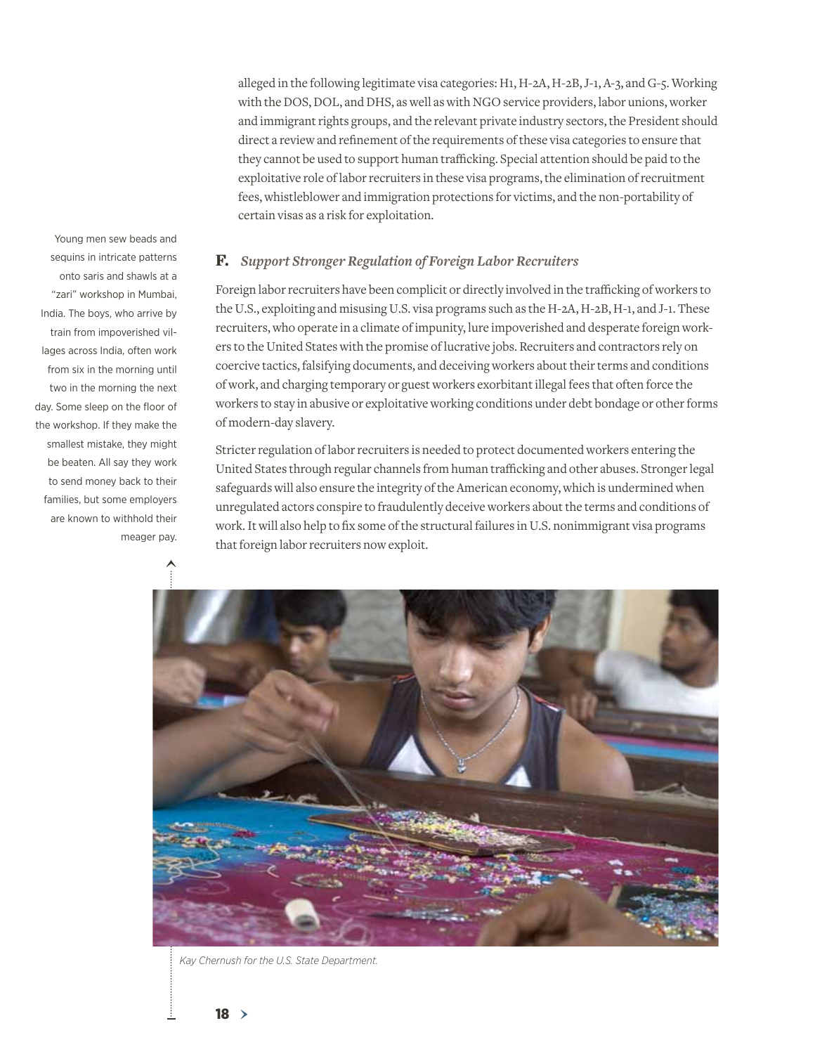alleged in the following legitimate visa categories: H1, H-2A, H-2B, J-1, A-3, and G-5. Working with the DOS, DOL, and DHS, as well as with NGO service providers, labor unions, worker and immigrant rights groups, and the relevant private industry sectors, the President should direct a review and refinement of the requirements of these visa categories to ensure that they cannot be used to support human trafficking. Special attention should be paid to the exploitative role of labor recruiters in these visa programs, the elimination of recruitment fees, whistleblower and immigration protections for victims, and the non-portability of certain visas as a risk for exploitation.

### F. *Support Stronger Regulation of Foreign Labor Recruiters*

Foreign labor recruiters have been complicit or directly involved in the trafficking of workers to the U.S., exploiting and misusing U.S. visa programs such as the H-2A, H-2B, H-1, and J-1. These recruiters, who operate in a climate of impunity, lure impoverished and desperate foreign workers to the United States with the promise of lucrative jobs. Recruiters and contractors rely on coercive tactics, falsifying documents, and deceiving workers about their terms and conditions of work, and charging temporary or guest workers exorbitant illegal fees that often force the workers to stay in abusive or exploitative working conditions under debt bondage or other forms of modern-day slavery.

Stricter regulation of labor recruiters is needed to protect documented workers entering the United States through regular channels from human trafficking and other abuses. Stronger legal safeguards will also ensure the integrity of the American economy, which is undermined when unregulated actors conspire to fraudulently deceive workers about the terms and conditions of work. It will also help to fix some of the structural failures in U.S. nonimmigrant visa programs that foreign labor recruiters now exploit.

Young men sew beads and sequins in intricate patterns onto saris and shawls at a "zari" workshop in Mumbai, India. The boys, who arrive by train from impoverished villages across India, often work from six in the morning until two in the morning the next day. Some sleep on the floor of the workshop. If they make the smallest mistake, they might be beaten. All say they work to send money back to their families, but some employers are known to withhold their meager pay.

*Kay Chernush for the U.S. State Department.*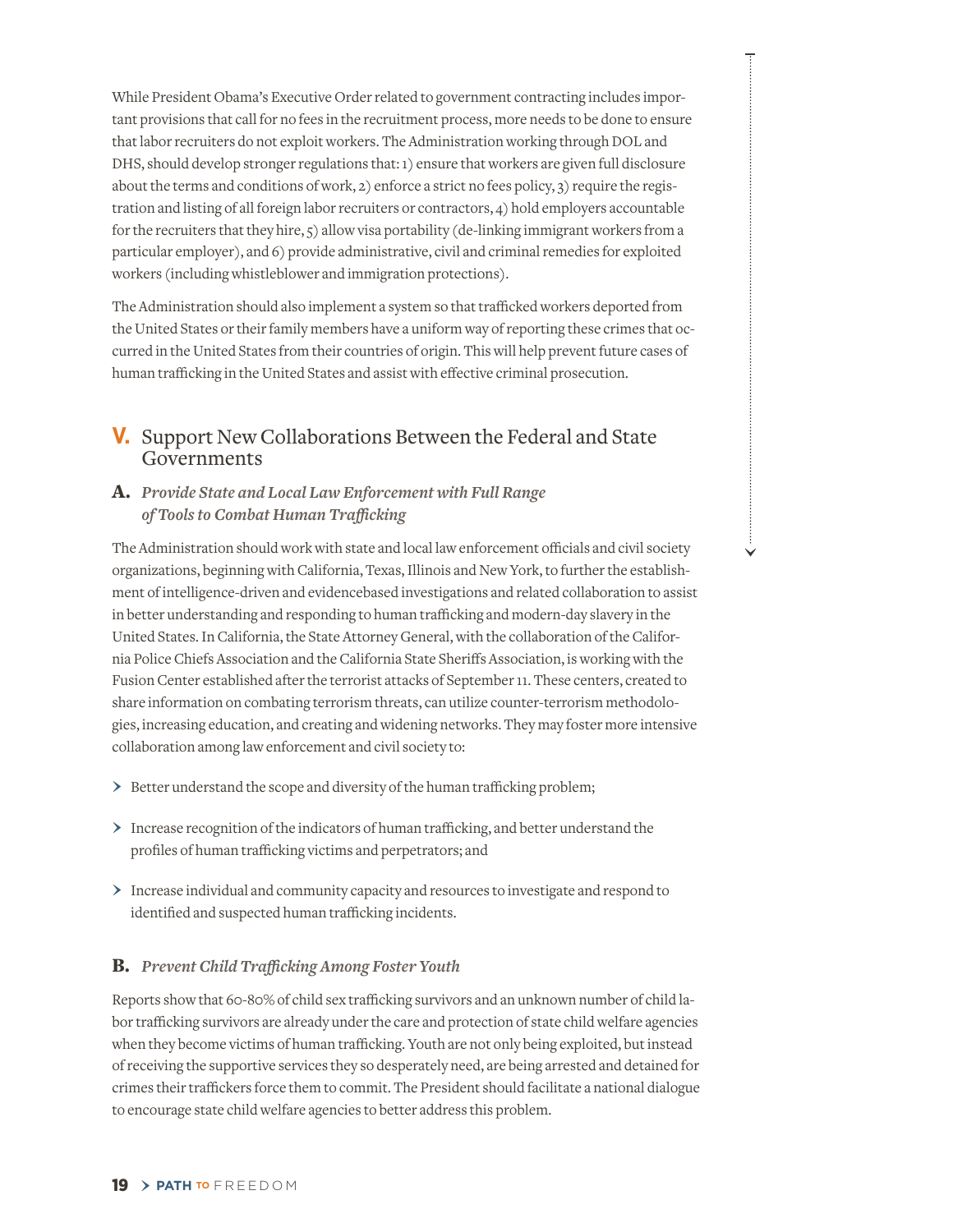While President Obama's Executive Order related to government contracting includes important provisions that call for no fees in the recruitment process, more needs to be done to ensure that labor recruiters do not exploit workers. The Administration working through DOL and DHS, should develop stronger regulations that: 1) ensure that workers are given full disclosure about the terms and conditions of work, 2) enforce a strict no fees policy, 3) require the registration and listing of all foreign labor recruiters or contractors, 4) hold employers accountable for the recruiters that they hire, 5) allow visa portability (de-linking immigrant workers from a particular employer), and 6) provide administrative, civil and criminal remedies for exploited workers (including whistleblower and immigration protections).

The Administration should also implement a system so that trafficked workers deported from the United States or their family members have a uniform way of reporting these crimes that occurred in the United States from their countries of origin. This will help prevent future cases of human trafficking in the United States and assist with effective criminal prosecution.

## V. Support New Collaborations Between the Federal and State Governments

### A. *Provide State and Local Law Enforcement with Full Range of Tools to Combat Human Trafficking*

The Administration should work with state and local law enforcement officials and civil society organizations, beginning with California, Texas, Illinois and New York, to further the establishment of intelligence-driven and evidencebased investigations and related collaboration to assist in better understanding and responding to human trafficking and modern-day slavery in the United States. In California, the State Attorney General, with the collaboration of the California Police Chiefs Association and the California State Sheriffs Association, is working with the Fusion Center established after the terrorist attacks of September 11. These centers, created to share information on combating terrorism threats, can utilize counter-terrorism methodologies, increasing education, and creating and widening networks. They may foster more intensive collaboration among law enforcement and civil society to:

- Better understand the scope and diversity of the human trafficking problem;
- Increase recognition of the indicators of human trafficking, and better understand the profiles of human trafficking victims and perpetrators; and
- Increase individual and community capacity and resources to investigate and respond to identified and suspected human trafficking incidents.

### B. *Prevent Child Trafficking Among Foster Youth*

Reports show that 60-80% of child sex trafficking survivors and an unknown number of child labor trafficking survivors are already under the care and protection of state child welfare agencies when they become victims of human trafficking. Youth are not only being exploited, but instead of receiving the supportive services they so desperately need, are being arrested and detained for crimes their traffickers force them to commit. The President should facilitate a national dialogue to encourage state child welfare agencies to better address this problem.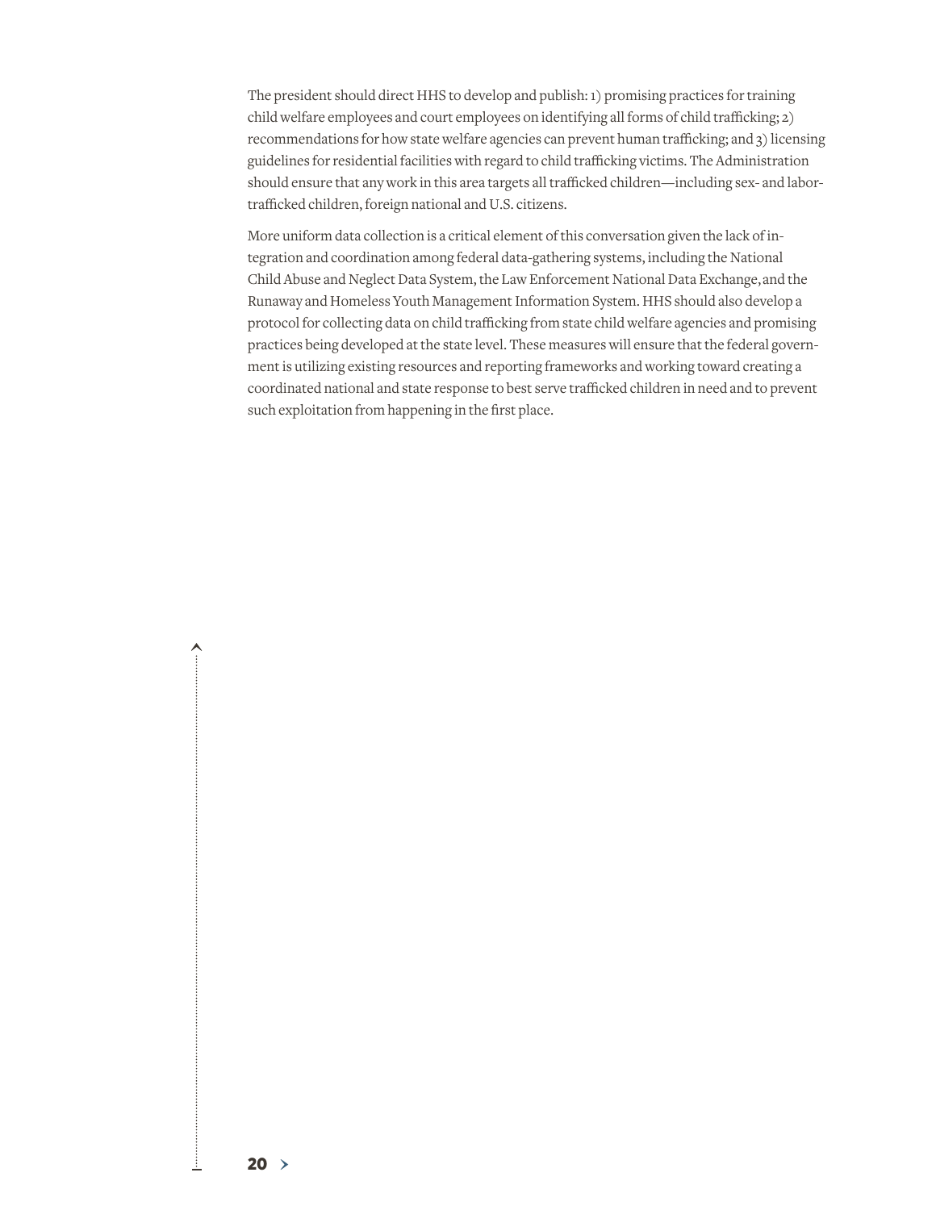The president should direct HHS to develop and publish: 1) promising practices for training child welfare employees and court employees on identifying all forms of child trafficking; 2) recommendations for how state welfare agencies can prevent human trafficking; and 3) licensing guidelines for residential facilities with regard to child trafficking victims. The Administration should ensure that any work in this area targets all trafficked children—including sex- and labor-trafficked children, foreign national and U.S. citizens.

More uniform data collection is a critical element of this conversation given the lack of integration and coordination among federal data-gathering systems, including the National Child Abuse and Neglect Data System, the Law Enforcement National Data Exchange, and the Runaway and Homeless Youth Management Information System. HHS should also develop a protocol for collecting data on child trafficking from state child welfare agencies and promising practices being developed at the state level. These measures will ensure that the federal government is utilizing existing resources and reporting frameworks and working toward creating a coordinated national and state response to best serve trafficked children in need and to prevent such exploitation from happening in the first place.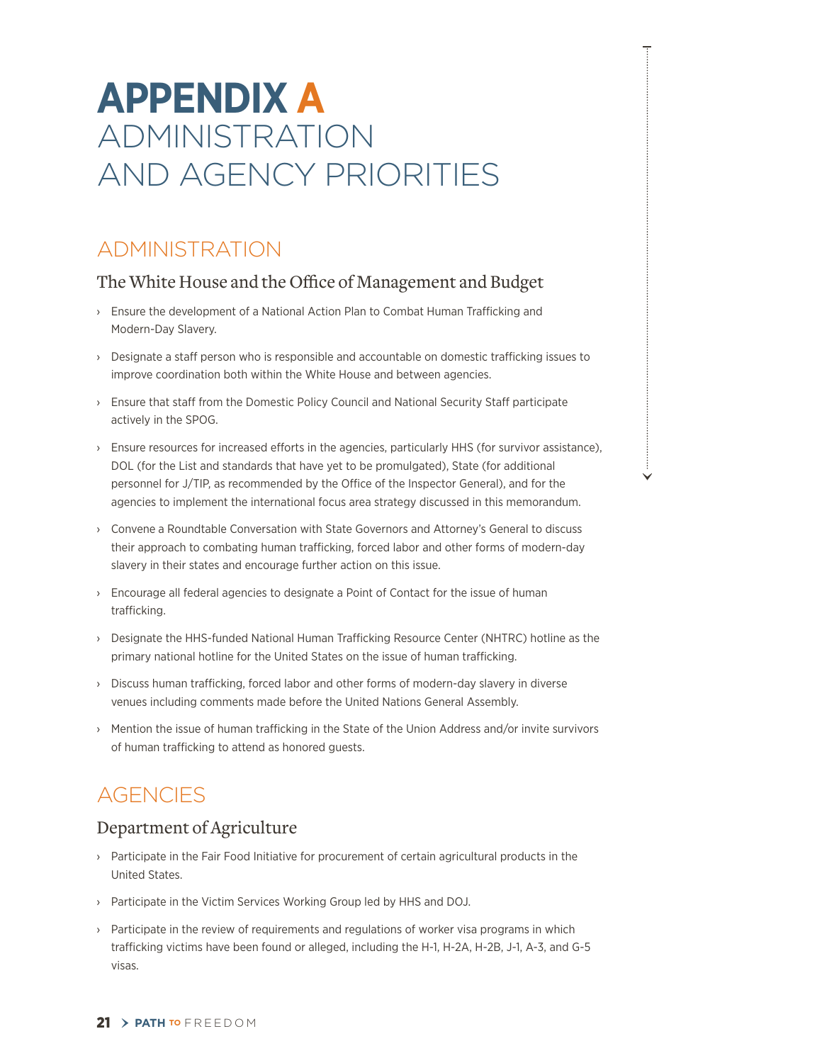# APPENDIX A ADMINISTRATION AND AGENCY PRIORITIES

## ADMINISTRATION

### The White House and the Office of Management and Budget

- Ensure the development of a National Action Plan to Combat Human Trafficking and Modern-Day Slavery.
- Designate a staff person who is responsible and accountable on domestic trafficking issues to improve coordination both within the White House and between agencies.
- Ensure that staff from the Domestic Policy Council and National Security Staff participate actively in the SPOG.
- Ensure resources for increased efforts in the agencies, particularly HHS (for survivor assistance), DOL (for the List and standards that have yet to be promulgated), State (for additional personnel for J/TIP, as recommended by the Office of the Inspector General), and for the agencies to implement the international focus area strategy discussed in this memorandum.
- Convene a Roundtable Conversation with State Governors and Attorney's General to discuss their approach to combating human trafficking, forced labor and other forms of modern-day slavery in their states and encourage further action on this issue.
- Encourage all federal agencies to designate a Point of Contact for the issue of human trafficking.
- Designate the HHS-funded National Human Trafficking Resource Center (NHTRC) hotline as the primary national hotline for the United States on the issue of human trafficking.
- Discuss human trafficking, forced labor and other forms of modern-day slavery in diverse venues including comments made before the United Nations General Assembly.
- Mention the issue of human trafficking in the State of the Union Address and/or invite survivors of human trafficking to attend as honored guests.

## AGENCIES

### Department of Agriculture

- Participate in the Fair Food Initiative for procurement of certain agricultural products in the United States.
- Participate in the Victim Services Working Group led by HHS and DOJ.
- Participate in the review of requirements and regulations of worker visa programs in which trafficking victims have been found or alleged, including the H-1, H-2A, H-2B, J-1, A-3, and G-5 visas.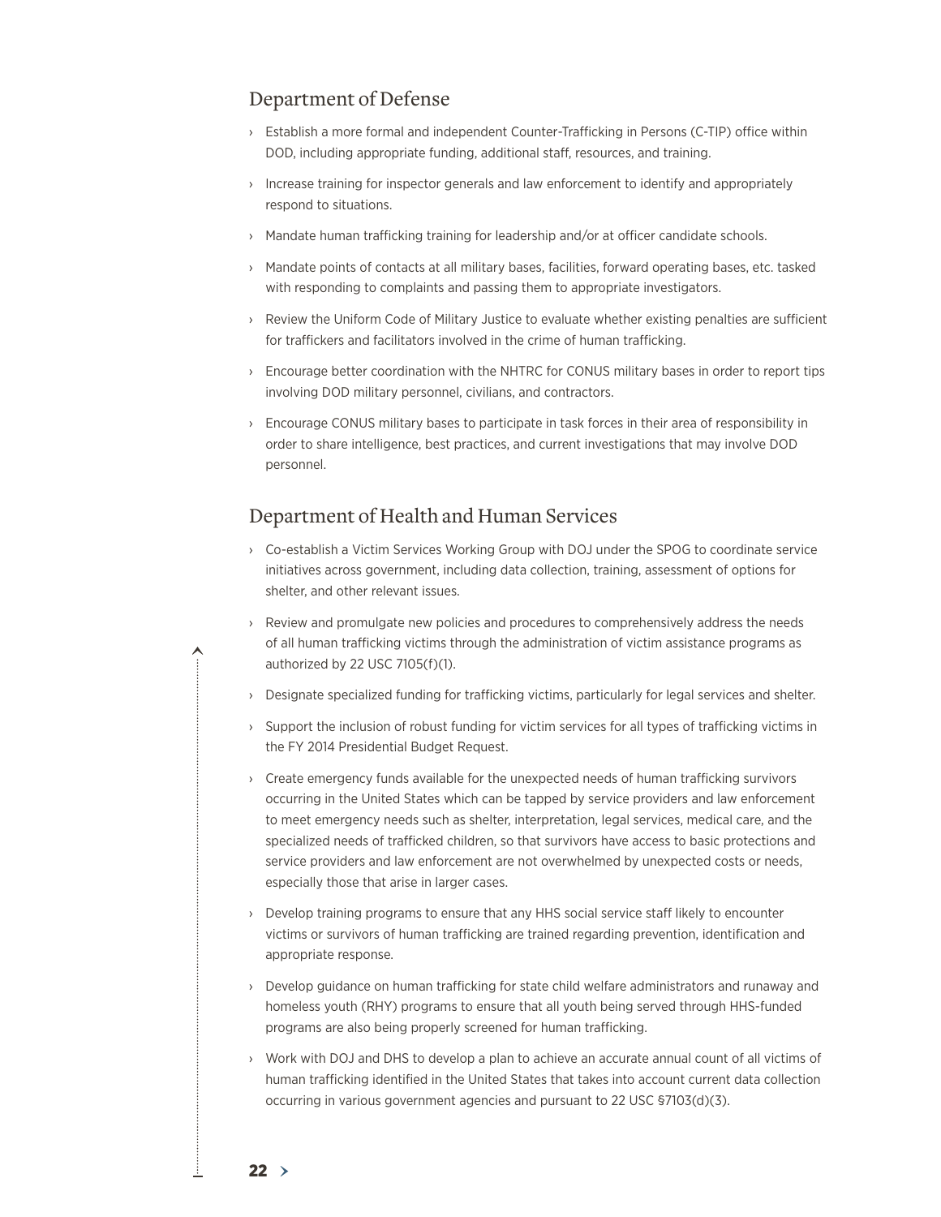## Department of Defense

- Establish a more formal and independent Counter-Trafficking in Persons (C-TIP) office within DOD, including appropriate funding, additional staff, resources, and training.
- Increase training for inspector generals and law enforcement to identify and appropriately respond to situations.
- Mandate human trafficking training for leadership and/or at officer candidate schools.
- Mandate points of contacts at all military bases, facilities, forward operating bases, etc. tasked with responding to complaints and passing them to appropriate investigators.
- Review the Uniform Code of Military Justice to evaluate whether existing penalties are sufficient for traffickers and facilitators involved in the crime of human trafficking.
- Encourage better coordination with the NHTRC for CONUS military bases in order to report tips involving DOD military personnel, civilians, and contractors.
- Encourage CONUS military bases to participate in task forces in their area of responsibility in order to share intelligence, best practices, and current investigations that may involve DOD personnel.

## Department of Health and Human Services

- Co-establish a Victim Services Working Group with DOJ under the SPOG to coordinate service initiatives across government, including data collection, training, assessment of options for shelter, and other relevant issues.
- Review and promulgate new policies and procedures to comprehensively address the needs of all human trafficking victims through the administration of victim assistance programs as authorized by 22 USC 7105(f)(1).
- Designate specialized funding for trafficking victims, particularly for legal services and shelter.
- Support the inclusion of robust funding for victim services for all types of trafficking victims in the FY 2014 Presidential Budget Request.
- Create emergency funds available for the unexpected needs of human trafficking survivors occurring in the United States which can be tapped by service providers and law enforcement to meet emergency needs such as shelter, interpretation, legal services, medical care, and the specialized needs of trafficked children, so that survivors have access to basic protections and service providers and law enforcement are not overwhelmed by unexpected costs or needs, especially those that arise in larger cases.
- Develop training programs to ensure that any HHS social service staff likely to encounter victims or survivors of human trafficking are trained regarding prevention, identification and appropriate response.
- Develop guidance on human trafficking for state child welfare administrators and runaway and homeless youth (RHY) programs to ensure that all youth being served through HHS-funded programs are also being properly screened for human trafficking.
- Work with DOJ and DHS to develop a plan to achieve an accurate annual count of all victims of human trafficking identified in the United States that takes into account current data collection occurring in various government agencies and pursuant to 22 USC §7103(d)(3).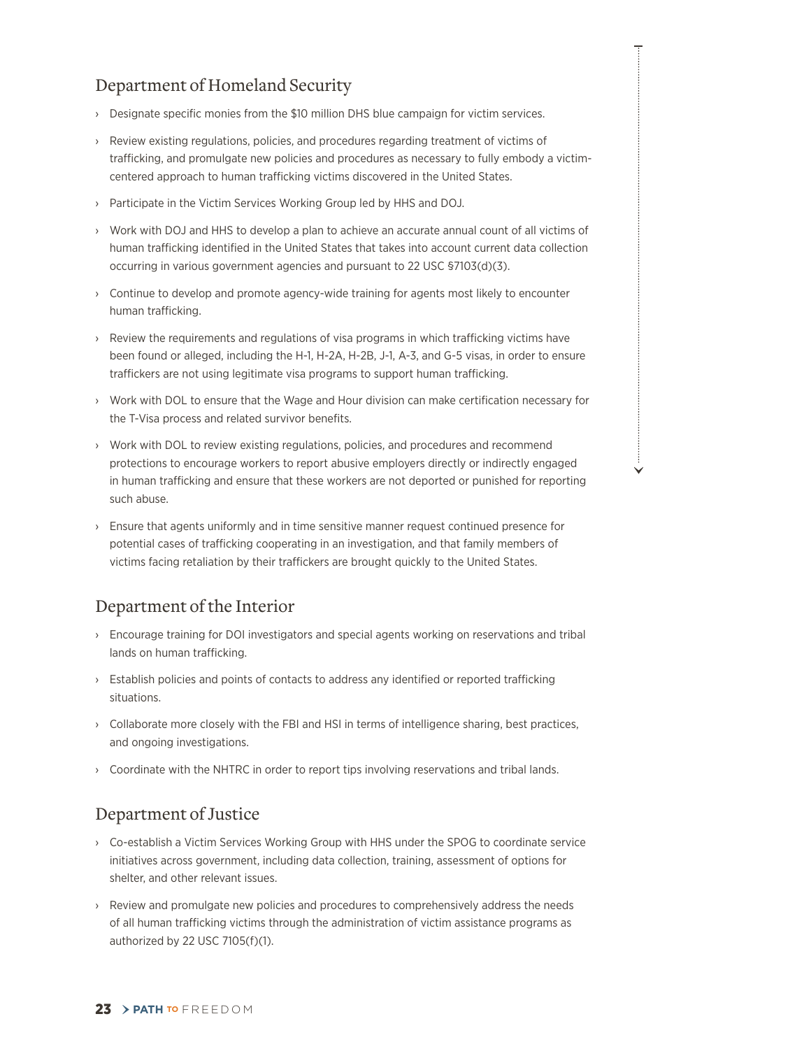## Department of Homeland Security

- Designate specific monies from the $10 million DHS blue campaign for victim services.
- Review existing regulations, policies, and procedures regarding treatment of victims of trafficking, and promulgate new policies and procedures as necessary to fully embody a victim-centered approach to human trafficking victims discovered in the United States.
- Participate in the Victim Services Working Group led by HHS and DOJ.
- Work with DOJ and HHS to develop a plan to achieve an accurate annual count of all victims of human trafficking identified in the United States that takes into account current data collection occurring in various government agencies and pursuant to 22 USC §7103(d)(3).
- Continue to develop and promote agency-wide training for agents most likely to encounter human trafficking.
- Review the requirements and regulations of visa programs in which trafficking victims have been found or alleged, including the H-1, H-2A, H-2B, J-1, A-3, and G-5 visas, in order to ensure traffickers are not using legitimate visa programs to support human trafficking.
- Work with DOL to ensure that the Wage and Hour division can make certification necessary for the T-Visa process and related survivor benefits.
- Work with DOL to review existing regulations, policies, and procedures and recommend protections to encourage workers to report abusive employers directly or indirectly engaged in human trafficking and ensure that these workers are not deported or punished for reporting such abuse.
- Ensure that agents uniformly and in time sensitive manner request continued presence for potential cases of trafficking cooperating in an investigation, and that family members of victims facing retaliation by their traffickers are brought quickly to the United States.

## Department of the Interior

- Encourage training for DOI investigators and special agents working on reservations and tribal lands on human trafficking.
- Establish policies and points of contacts to address any identified or reported trafficking situations.
- Collaborate more closely with the FBI and HSI in terms of intelligence sharing, best practices, and ongoing investigations.
- Coordinate with the NHTRC in order to report tips involving reservations and tribal lands.

## Department of Justice

- Co-establish a Victim Services Working Group with HHS under the SPOG to coordinate service initiatives across government, including data collection, training, assessment of options for shelter, and other relevant issues.
- Review and promulgate new policies and procedures to comprehensively address the needs of all human trafficking victims through the administration of victim assistance programs as authorized by 22 USC 7105(f)(1).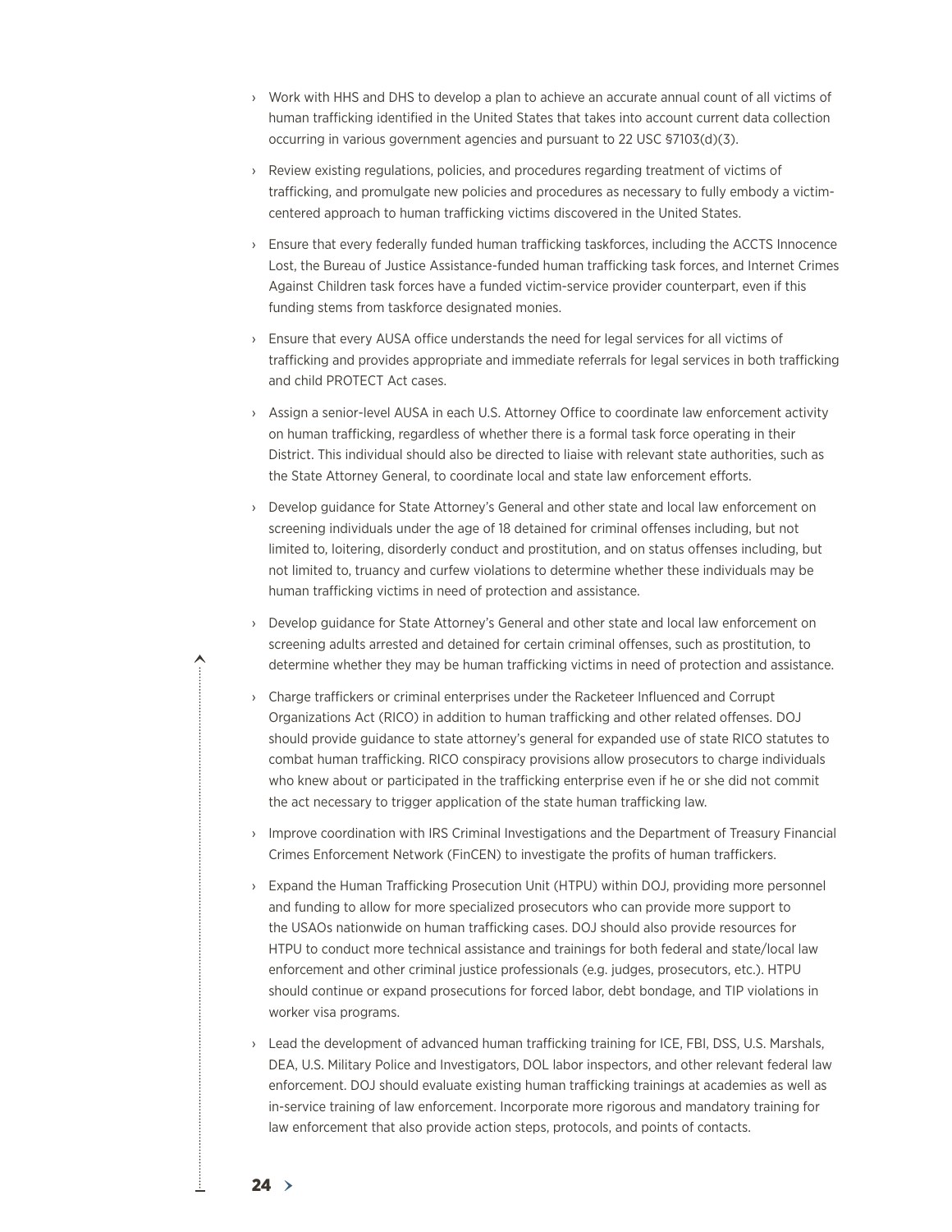- Work with HHS and DHS to develop a plan to achieve an accurate annual count of all victims of human trafficking identified in the United States that takes into account current data collection occurring in various government agencies and pursuant to 22 USC §7103(d)(3).
- Review existing regulations, policies, and procedures regarding treatment of victims of trafficking, and promulgate new policies and procedures as necessary to fully embody a victim-centered approach to human trafficking victims discovered in the United States.
- Ensure that every federally funded human trafficking taskforces, including the ACCTS Innocence Lost, the Bureau of Justice Assistance-funded human trafficking task forces, and Internet Crimes Against Children task forces have a funded victim-service provider counterpart, even if this funding stems from taskforce designated monies.
- Ensure that every AUSA office understands the need for legal services for all victims of trafficking and provides appropriate and immediate referrals for legal services in both trafficking and child PROTECT Act cases.
- Assign a senior-level AUSA in each U.S. Attorney Office to coordinate law enforcement activity on human trafficking, regardless of whether there is a formal task force operating in their District. This individual should also be directed to liaise with relevant state authorities, such as the State Attorney General, to coordinate local and state law enforcement efforts.
- Develop guidance for State Attorney's General and other state and local law enforcement on screening individuals under the age of 18 detained for criminal offenses including, but not limited to, loitering, disorderly conduct and prostitution, and on status offenses including, but not limited to, truancy and curfew violations to determine whether these individuals may be human trafficking victims in need of protection and assistance.
- Develop guidance for State Attorney's General and other state and local law enforcement on screening adults arrested and detained for certain criminal offenses, such as prostitution, to determine whether they may be human trafficking victims in need of protection and assistance.
- Charge traffickers or criminal enterprises under the Racketeer Influenced and Corrupt Organizations Act (RICO) in addition to human trafficking and other related offenses. DOJ should provide guidance to state attorney's general for expanded use of state RICO statutes to combat human trafficking. RICO conspiracy provisions allow prosecutors to charge individuals who knew about or participated in the trafficking enterprise even if he or she did not commit the act necessary to trigger application of the state human trafficking law.
- Improve coordination with IRS Criminal Investigations and the Department of Treasury Financial Crimes Enforcement Network (FinCEN) to investigate the profits of human traffickers.
- Expand the Human Trafficking Prosecution Unit (HTPU) within DOJ, providing more personnel and funding to allow for more specialized prosecutors who can provide more support to the USAOs nationwide on human trafficking cases. DOJ should also provide resources for HTPU to conduct more technical assistance and trainings for both federal and state/local law enforcement and other criminal justice professionals (e.g. judges, prosecutors, etc.). HTPU should continue or expand prosecutions for forced labor, debt bondage, and TIP violations in worker visa programs.
- Lead the development of advanced human trafficking training for ICE, FBI, DSS, U.S. Marshals, DEA, U.S. Military Police and Investigators, DOL labor inspectors, and other relevant federal law enforcement. DOJ should evaluate existing human trafficking trainings at academies as well as in-service training of law enforcement. Incorporate more rigorous and mandatory training for law enforcement that also provide action steps, protocols, and points of contacts.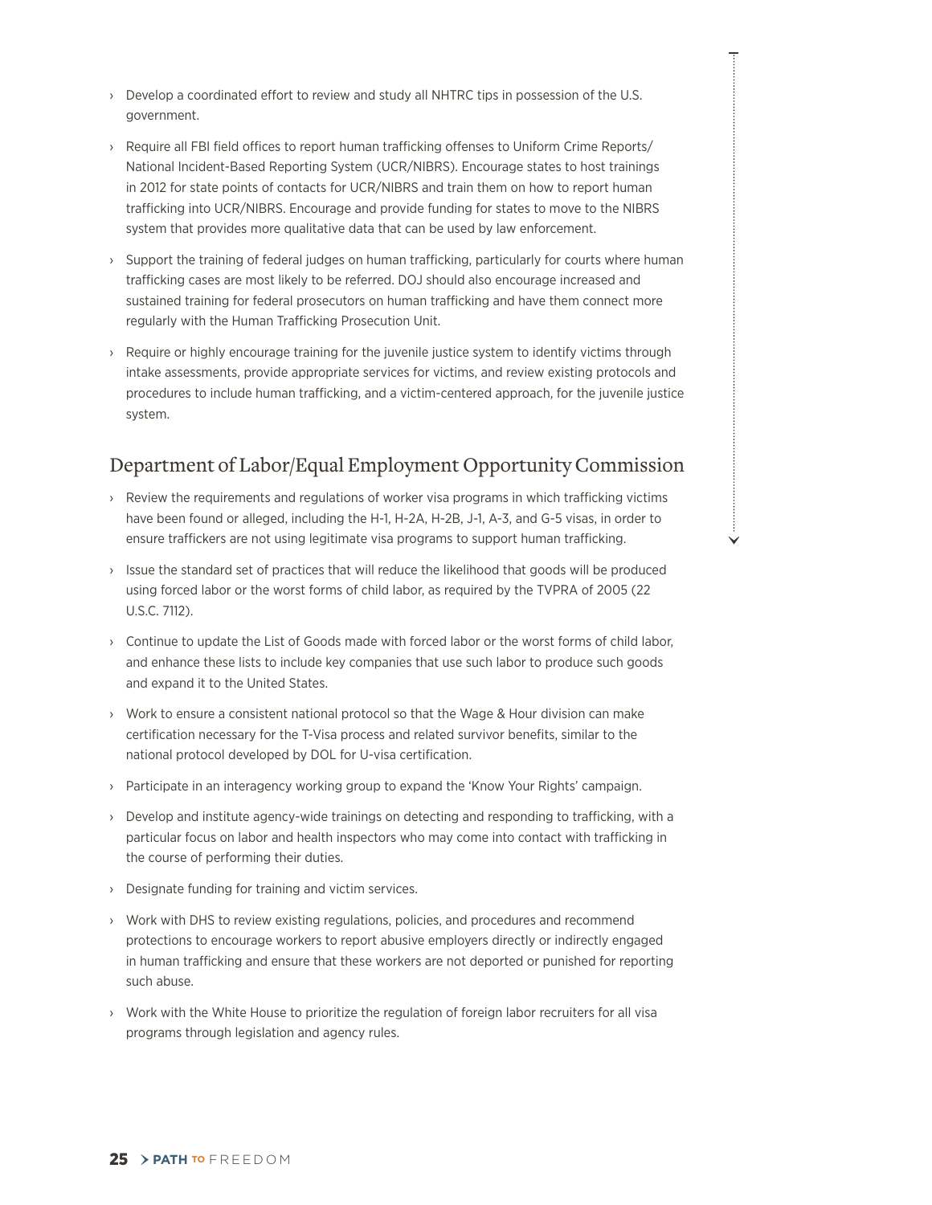- Develop a coordinated effort to review and study all NHTRC tips in possession of the U.S. government.
- Require all FBI field offices to report human trafficking offenses to Uniform Crime Reports/ National Incident-Based Reporting System (UCR/NIBRS). Encourage states to host trainings in 2012 for state points of contacts for UCR/NIBRS and train them on how to report human trafficking into UCR/NIBRS. Encourage and provide funding for states to move to the NIBRS system that provides more qualitative data that can be used by law enforcement.
- Support the training of federal judges on human trafficking, particularly for courts where human trafficking cases are most likely to be referred. DOJ should also encourage increased and sustained training for federal prosecutors on human trafficking and have them connect more regularly with the Human Trafficking Prosecution Unit.
- Require or highly encourage training for the juvenile justice system to identify victims through intake assessments, provide appropriate services for victims, and review existing protocols and procedures to include human trafficking, and a victim-centered approach, for the juvenile justice system.

## Department of Labor/Equal Employment Opportunity Commission

- Review the requirements and regulations of worker visa programs in which trafficking victims have been found or alleged, including the H-1, H-2A, H-2B, J-1, A-3, and G-5 visas, in order to ensure traffickers are not using legitimate visa programs to support human trafficking.
- Issue the standard set of practices that will reduce the likelihood that goods will be produced using forced labor or the worst forms of child labor, as required by the TVPRA of 2005 (22 U.S.C. 7112).
- Continue to update the List of Goods made with forced labor or the worst forms of child labor, and enhance these lists to include key companies that use such labor to produce such goods and expand it to the United States.
- Work to ensure a consistent national protocol so that the Wage & Hour division can make certification necessary for the T-Visa process and related survivor benefits, similar to the national protocol developed by DOL for U-visa certification.
- Participate in an interagency working group to expand the 'Know Your Rights' campaign.
- Develop and institute agency-wide trainings on detecting and responding to trafficking, with a particular focus on labor and health inspectors who may come into contact with trafficking in the course of performing their duties.
- Designate funding for training and victim services.
- Work with DHS to review existing regulations, policies, and procedures and recommend protections to encourage workers to report abusive employers directly or indirectly engaged in human trafficking and ensure that these workers are not deported or punished for reporting such abuse.
- Work with the White House to prioritize the regulation of foreign labor recruiters for all visa programs through legislation and agency rules.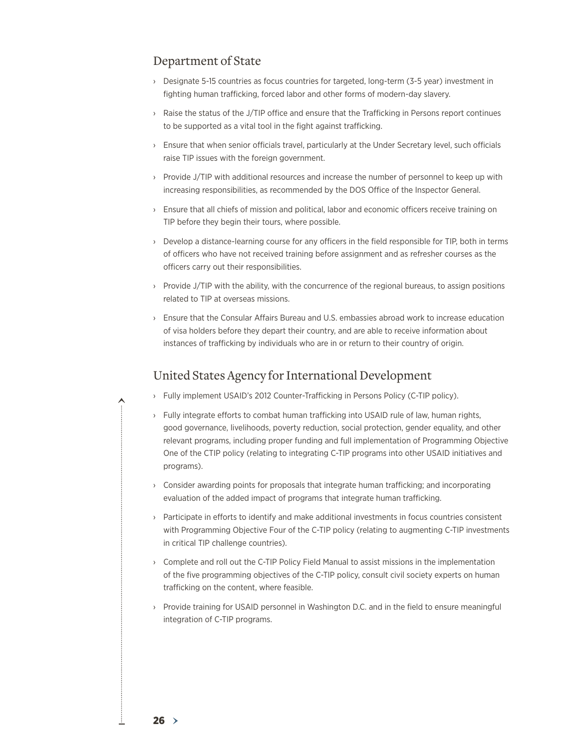## Department of State

- Designate 5-15 countries as focus countries for targeted, long-term (3-5 year) investment in fighting human trafficking, forced labor and other forms of modern-day slavery.
- Raise the status of the J/TIP office and ensure that the Trafficking in Persons report continues to be supported as a vital tool in the fight against trafficking.
- Ensure that when senior officials travel, particularly at the Under Secretary level, such officials raise TIP issues with the foreign government.
- Provide J/TIP with additional resources and increase the number of personnel to keep up with increasing responsibilities, as recommended by the DOS Office of the Inspector General.
- Ensure that all chiefs of mission and political, labor and economic officers receive training on TIP before they begin their tours, where possible.
- Develop a distance-learning course for any officers in the field responsible for TIP, both in terms of officers who have not received training before assignment and as refresher courses as the officers carry out their responsibilities.
- Provide J/TIP with the ability, with the concurrence of the regional bureaus, to assign positions related to TIP at overseas missions.
- Ensure that the Consular Affairs Bureau and U.S. embassies abroad work to increase education of visa holders before they depart their country, and are able to receive information about instances of trafficking by individuals who are in or return to their country of origin.

## United States Agency for International Development

- Fully implement USAID's 2012 Counter-Trafficking in Persons Policy (C-TIP policy).
- Fully integrate efforts to combat human trafficking into USAID rule of law, human rights, good governance, livelihoods, poverty reduction, social protection, gender equality, and other relevant programs, including proper funding and full implementation of Programming Objective One of the CTIP policy (relating to integrating C-TIP programs into other USAID initiatives and programs).
- Consider awarding points for proposals that integrate human trafficking; and incorporating evaluation of the added impact of programs that integrate human trafficking.
- Participate in efforts to identify and make additional investments in focus countries consistent with Programming Objective Four of the C-TIP policy (relating to augmenting C-TIP investments in critical TIP challenge countries).
- Complete and roll out the C-TIP Policy Field Manual to assist missions in the implementation of the five programming objectives of the C-TIP policy, consult civil society experts on human trafficking on the content, where feasible.
- Provide training for USAID personnel in Washington D.C. and in the field to ensure meaningful integration of C-TIP programs.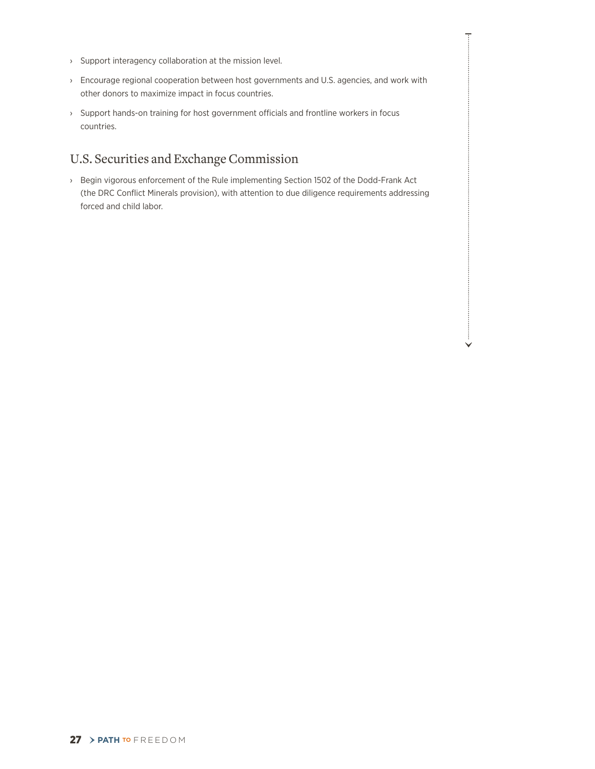- Support interagency collaboration at the mission level.
- Encourage regional cooperation between host governments and U.S. agencies, and work with other donors to maximize impact in focus countries.
- Support hands-on training for host government officials and frontline workers in focus countries.

## U.S. Securities and Exchange Commission

- Begin vigorous enforcement of the Rule implementing Section 1502 of the Dodd-Frank Act (the DRC Conflict Minerals provision), with attention to due diligence requirements addressing forced and child labor.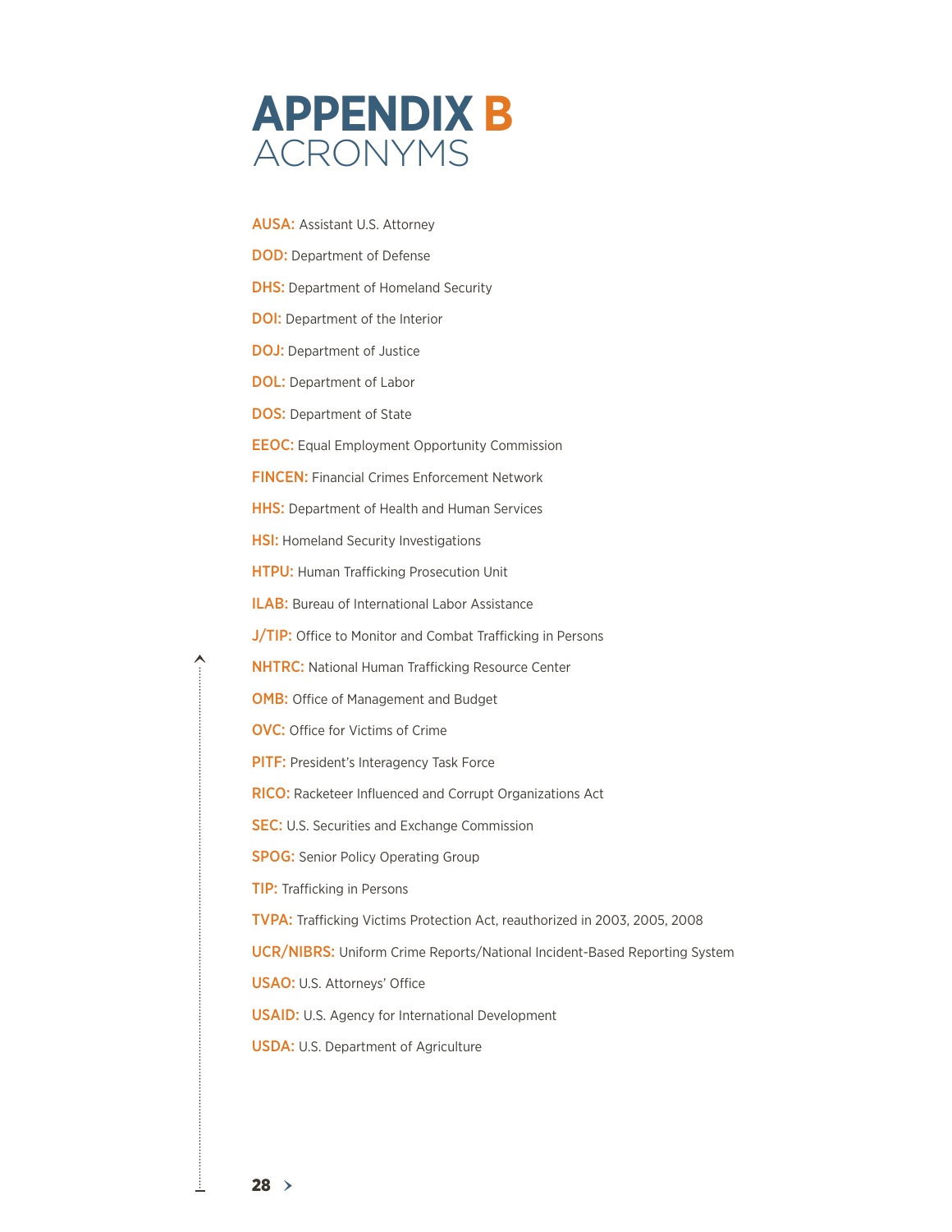# APPENDIX B
## ACRONYMS

**AUSA:** Assistant U.S. Attorney

**DOD:** Department of Defense

**DHS:** Department of Homeland Security

**DOI:** Department of the Interior

**DOJ:** Department of Justice

**DOL:** Department of Labor

**DOS:** Department of State

**EEOC:** Equal Employment Opportunity Commission

**FINCEN:** Financial Crimes Enforcement Network

**HHS:** Department of Health and Human Services

**HSI:** Homeland Security Investigations

**HTPU:** Human Trafficking Prosecution Unit

**ILAB:** Bureau of International Labor Assistance

**J/TIP:** Office to Monitor and Combat Trafficking in Persons

**NHTRC:** National Human Trafficking Resource Center

**OMB:** Office of Management and Budget

**OVC:** Office for Victims of Crime

**PITF:** President's Interagency Task Force

**RICO:** Racketeer Influenced and Corrupt Organizations Act

**SEC:** U.S. Securities and Exchange Commission

**SPOG:** Senior Policy Operating Group

**TIP:** Trafficking in Persons

**TVPA:** Trafficking Victims Protection Act, reauthorized in 2003, 2005, 2008

**UCR/NIBRS:** Uniform Crime Reports/National Incident-Based Reporting System

**USAO:** U.S. Attorneys' Office

**USAID:** U.S. Agency for International Development

**USDA:** U.S. Department of Agriculture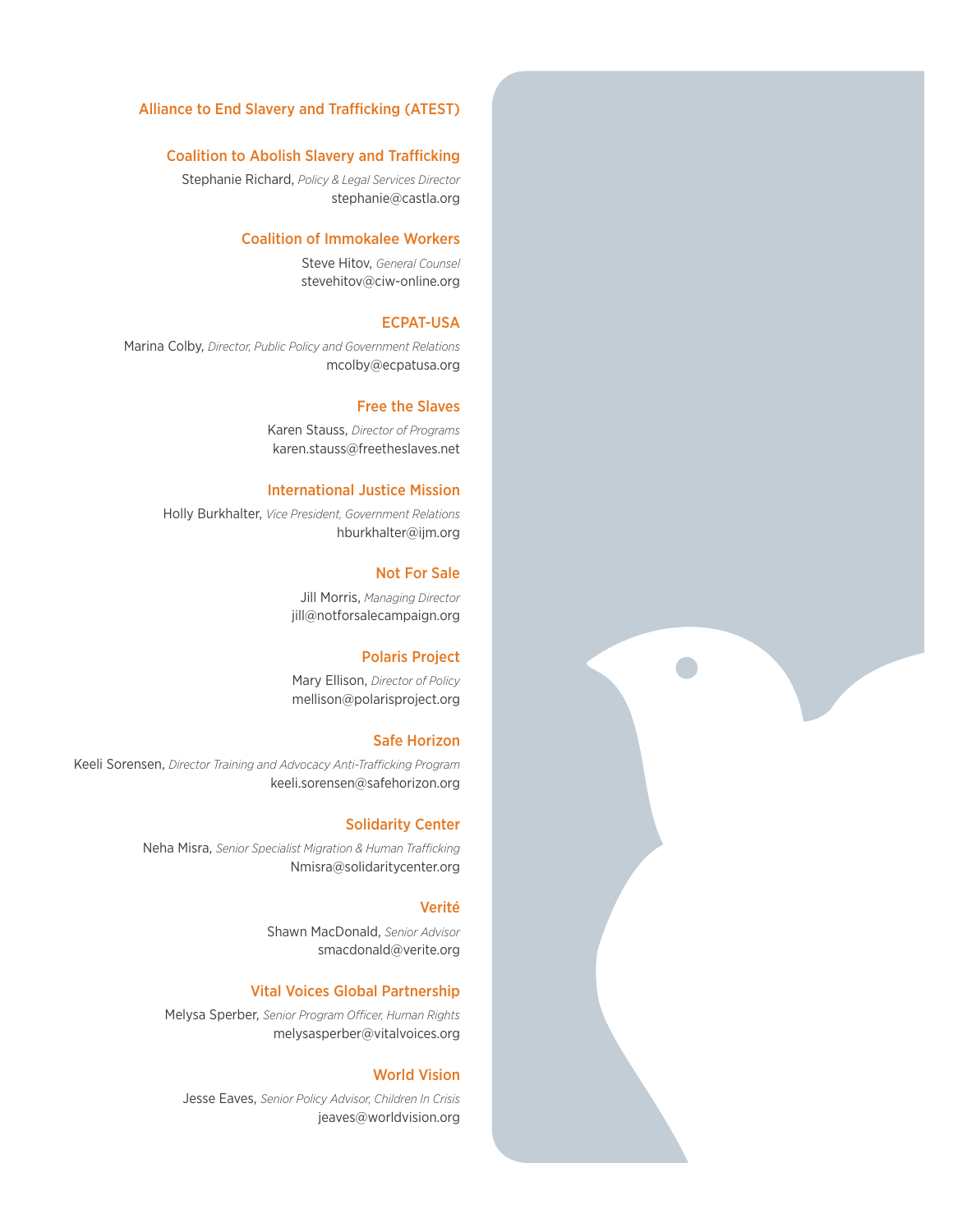## Alliance to End Slavery and Trafficking (ATEST)

### Coalition to Abolish Slavery and Trafficking

Stephanie Richard, *Policy & Legal Services Director*
stephanie@castla.org

### Coalition of Immokalee Workers

Steve Hitov, *General Counsel*
stevehitov@ciw-online.org

### ECPAT-USA

Marina Colby, *Director, Public Policy and Government Relations*
mcolby@ecpatusa.org

### Free the Slaves

Karen Stauss, *Director of Programs*
karen.stauss@freetheslaves.net

### International Justice Mission

Holly Burkhalter, *Vice President, Government Relations*
hburkhalter@ijm.org

### Not For Sale

Jill Morris, *Managing Director*
jill@notforsalecampaign.org

### Polaris Project

Mary Ellison, *Director of Policy*
mellison@polarisproject.org

### Safe Horizon

Keeli Sorensen, *Director Training and Advocacy Anti-Trafficking Program*
keeli.sorensen@safehorizon.org

### Solidarity Center

Neha Misra, *Senior Specialist Migration & Human Trafficking*
Nmisra@solidaritycenter.org

### Verité

Shawn MacDonald, *Senior Advisor*
smacdonald@verite.org

### Vital Voices Global Partnership

Melysa Sperber, *Senior Program Officer, Human Rights*
melysasperber@vitalvoices.org

### World Vision

Jesse Eaves, *Senior Policy Advisor, Children In Crisis*
jeaves@worldvision.org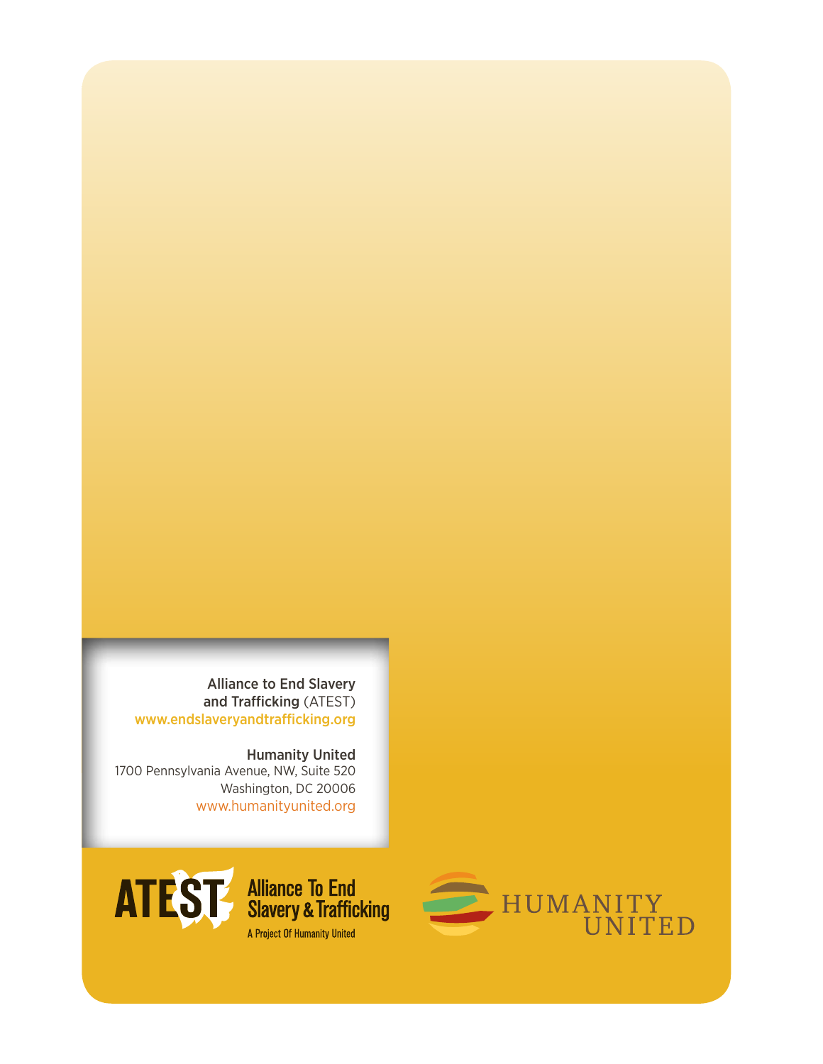**Alliance to End Slavery and Trafficking** (ATEST)
www.endslaveryandtrafficking.org

**Humanity United**
1700 Pennsylvania Avenue, NW, Suite 520
Washington, DC 20006
www.humanityunited.org

ATEST Alliance To End Slavery & Trafficking
A Project Of Humanity United

HUMANITY UNITED